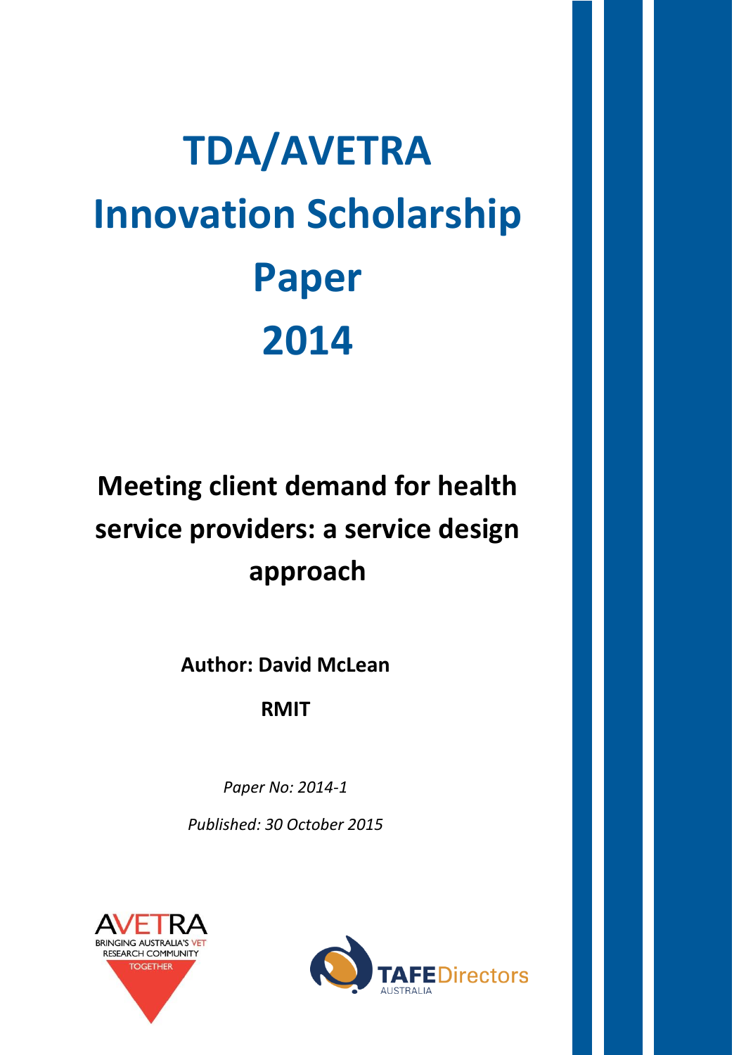# TDA/AVETRA Innovation Scholarship Paper 2014

## Meeting client demand for health service providers: a service design approach

**Author: David McLean**

**RMIT**

*Paper No: 2014-1*

*Published: 30 October 2015*

AVETRA
BRINGING AUSTRALIA'S VET RESEARCH COMMUNITY TOGETHER

TAFE Directors AUSTRALIA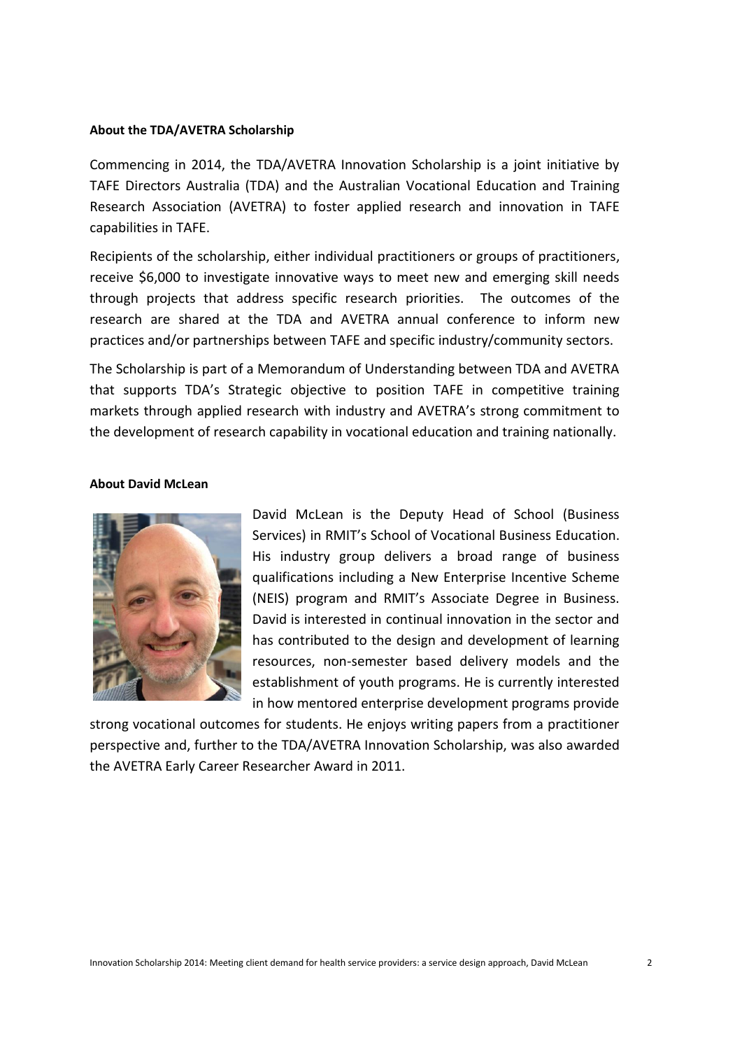**About the TDA/AVETRA Scholarship**

Commencing in 2014, the TDA/AVETRA Innovation Scholarship is a joint initiative by TAFE Directors Australia (TDA) and the Australian Vocational Education and Training Research Association (AVETRA) to foster applied research and innovation in TAFE capabilities in TAFE.

Recipients of the scholarship, either individual practitioners or groups of practitioners, receive $6,000 to investigate innovative ways to meet new and emerging skill needs through projects that address specific research priorities. The outcomes of the research are shared at the TDA and AVETRA annual conference to inform new practices and/or partnerships between TAFE and specific industry/community sectors.

The Scholarship is part of a Memorandum of Understanding between TDA and AVETRA that supports TDA's Strategic objective to position TAFE in competitive training markets through applied research with industry and AVETRA's strong commitment to the development of research capability in vocational education and training nationally.

**About David McLean**

David McLean is the Deputy Head of School (Business Services) in RMIT's School of Vocational Business Education. His industry group delivers a broad range of business qualifications including a New Enterprise Incentive Scheme (NEIS) program and RMIT's Associate Degree in Business. David is interested in continual innovation in the sector and has contributed to the design and development of learning resources, non-semester based delivery models and the establishment of youth programs. He is currently interested in how mentored enterprise development programs provide strong vocational outcomes for students. He enjoys writing papers from a practitioner perspective and, further to the TDA/AVETRA Innovation Scholarship, was also awarded the AVETRA Early Career Researcher Award in 2011.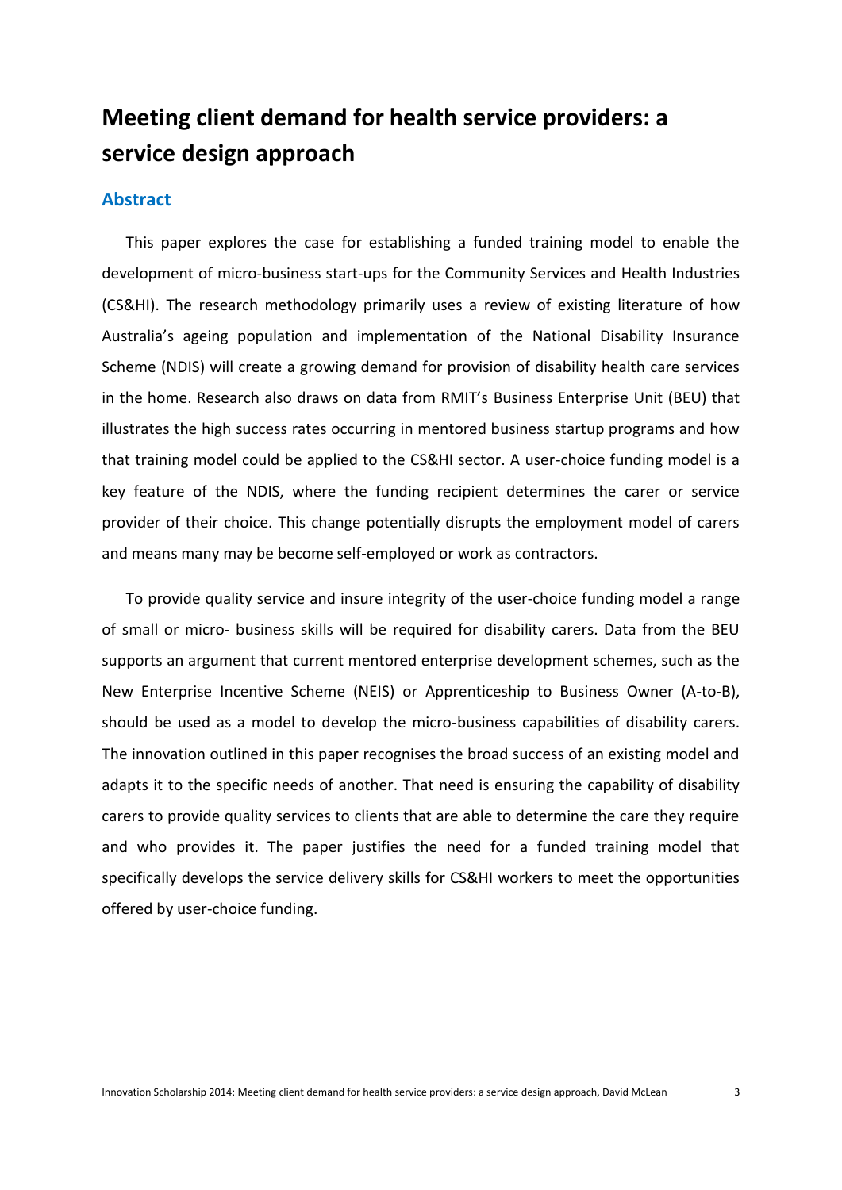# Meeting client demand for health service providers: a service design approach

## Abstract

This paper explores the case for establishing a funded training model to enable the development of micro-business start-ups for the Community Services and Health Industries (CS&HI). The research methodology primarily uses a review of existing literature of how Australia's ageing population and implementation of the National Disability Insurance Scheme (NDIS) will create a growing demand for provision of disability health care services in the home. Research also draws on data from RMIT's Business Enterprise Unit (BEU) that illustrates the high success rates occurring in mentored business startup programs and how that training model could be applied to the CS&HI sector. A user-choice funding model is a key feature of the NDIS, where the funding recipient determines the carer or service provider of their choice. This change potentially disrupts the employment model of carers and means many may be become self-employed or work as contractors.

To provide quality service and insure integrity of the user-choice funding model a range of small or micro- business skills will be required for disability carers. Data from the BEU supports an argument that current mentored enterprise development schemes, such as the New Enterprise Incentive Scheme (NEIS) or Apprenticeship to Business Owner (A-to-B), should be used as a model to develop the micro-business capabilities of disability carers. The innovation outlined in this paper recognises the broad success of an existing model and adapts it to the specific needs of another. That need is ensuring the capability of disability carers to provide quality services to clients that are able to determine the care they require and who provides it. The paper justifies the need for a funded training model that specifically develops the service delivery skills for CS&HI workers to meet the opportunities offered by user-choice funding.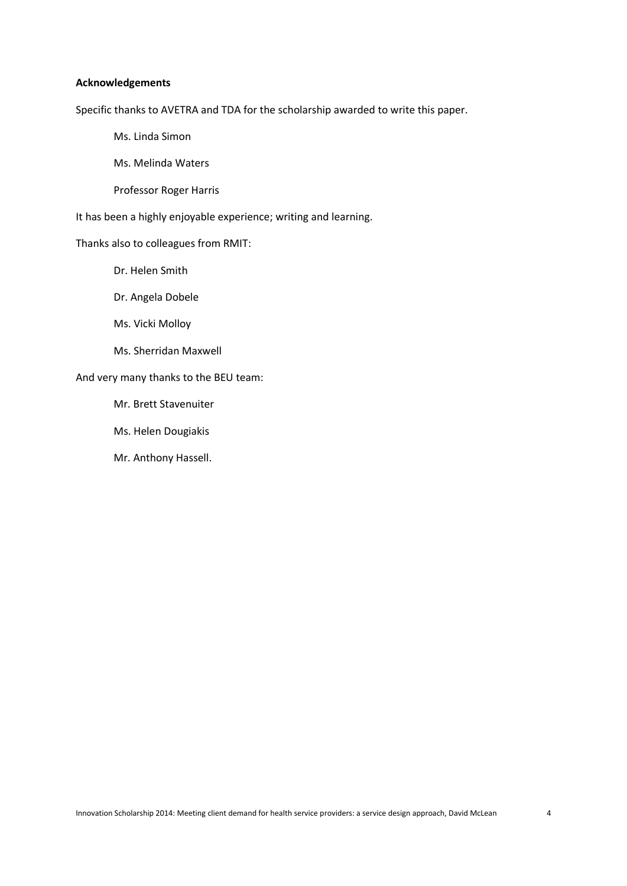**Acknowledgements**

Specific thanks to AVETRA and TDA for the scholarship awarded to write this paper.

Ms. Linda Simon

Ms. Melinda Waters

Professor Roger Harris

It has been a highly enjoyable experience; writing and learning.

Thanks also to colleagues from RMIT:

Dr. Helen Smith

Dr. Angela Dobele

Ms. Vicki Molloy

Ms. Sherridan Maxwell

And very many thanks to the BEU team:

Mr. Brett Stavenuiter

Ms. Helen Dougiakis

Mr. Anthony Hassell.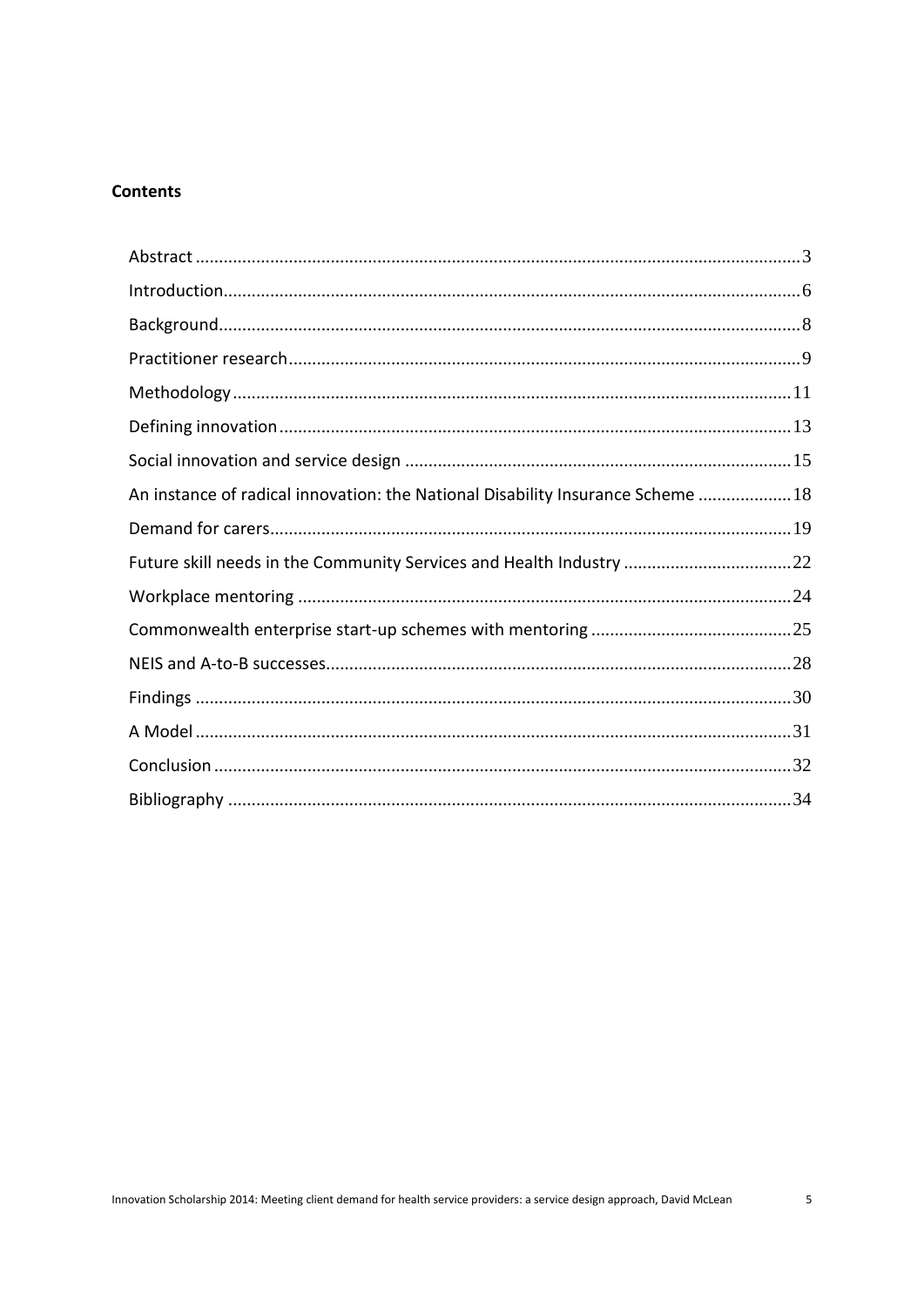**Contents**

Abstract ........ 3
Introduction ........ 6
Background ........ 8
Practitioner research ........ 9
Methodology ........ 11
Defining innovation ........ 13
Social innovation and service design ........ 15
An instance of radical innovation: the National Disability Insurance Scheme ........ 18
Demand for carers ........ 19
Future skill needs in the Community Services and Health Industry ........ 22
Workplace mentoring ........ 24
Commonwealth enterprise start-up schemes with mentoring ........ 25
NEIS and A-to-B successes ........ 28
Findings ........ 30
A Model ........ 31
Conclusion ........ 32
Bibliography ........ 34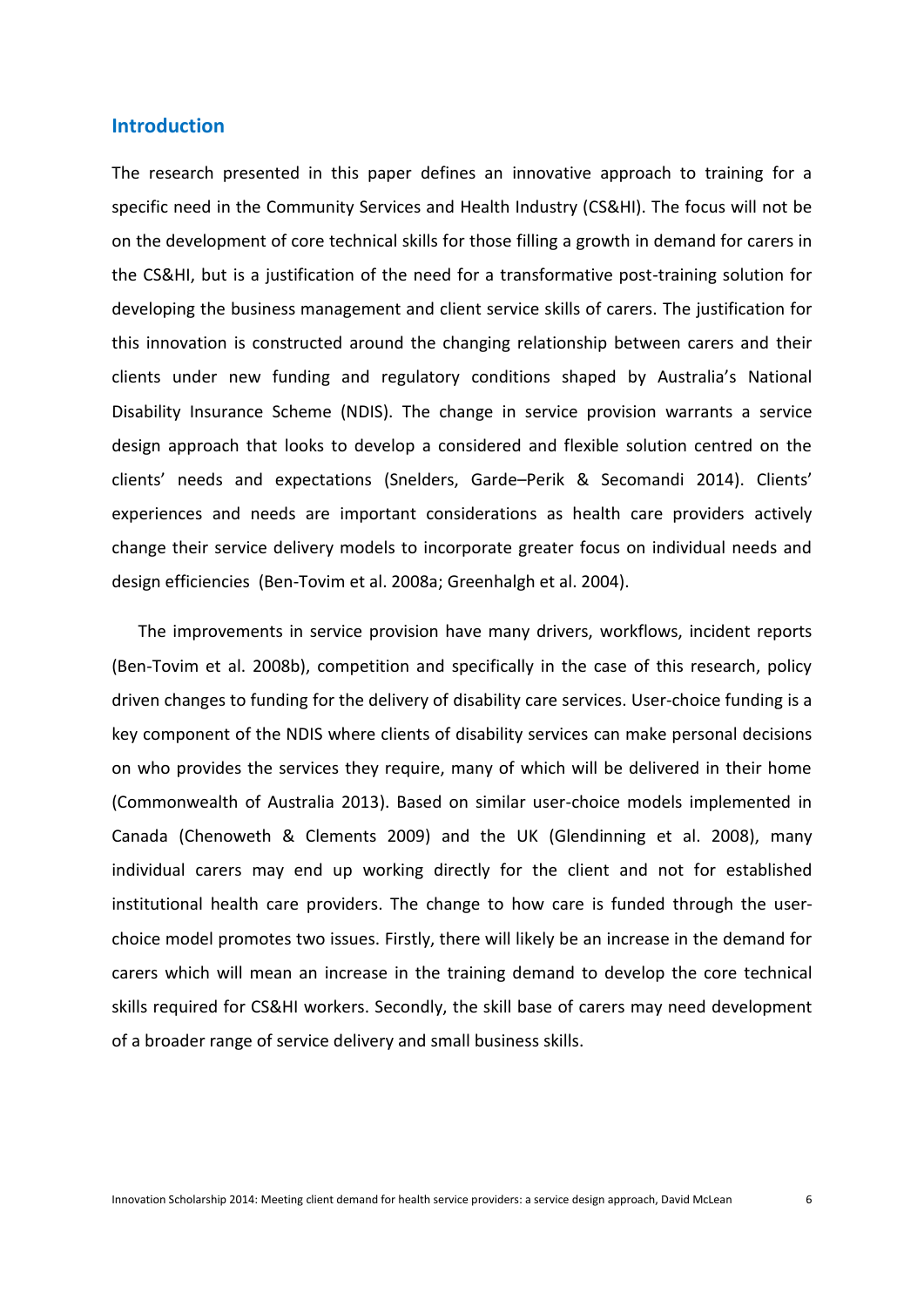## Introduction

The research presented in this paper defines an innovative approach to training for a specific need in the Community Services and Health Industry (CS&HI). The focus will not be on the development of core technical skills for those filling a growth in demand for carers in the CS&HI, but is a justification of the need for a transformative post-training solution for developing the business management and client service skills of carers. The justification for this innovation is constructed around the changing relationship between carers and their clients under new funding and regulatory conditions shaped by Australia's National Disability Insurance Scheme (NDIS). The change in service provision warrants a service design approach that looks to develop a considered and flexible solution centred on the clients' needs and expectations (Snelders, Garde–Perik & Secomandi 2014). Clients' experiences and needs are important considerations as health care providers actively change their service delivery models to incorporate greater focus on individual needs and design efficiencies (Ben-Tovim et al. 2008a; Greenhalgh et al. 2004).

The improvements in service provision have many drivers, workflows, incident reports (Ben-Tovim et al. 2008b), competition and specifically in the case of this research, policy driven changes to funding for the delivery of disability care services. User-choice funding is a key component of the NDIS where clients of disability services can make personal decisions on who provides the services they require, many of which will be delivered in their home (Commonwealth of Australia 2013). Based on similar user-choice models implemented in Canada (Chenoweth & Clements 2009) and the UK (Glendinning et al. 2008), many individual carers may end up working directly for the client and not for established institutional health care providers. The change to how care is funded through the user-choice model promotes two issues. Firstly, there will likely be an increase in the demand for carers which will mean an increase in the training demand to develop the core technical skills required for CS&HI workers. Secondly, the skill base of carers may need development of a broader range of service delivery and small business skills.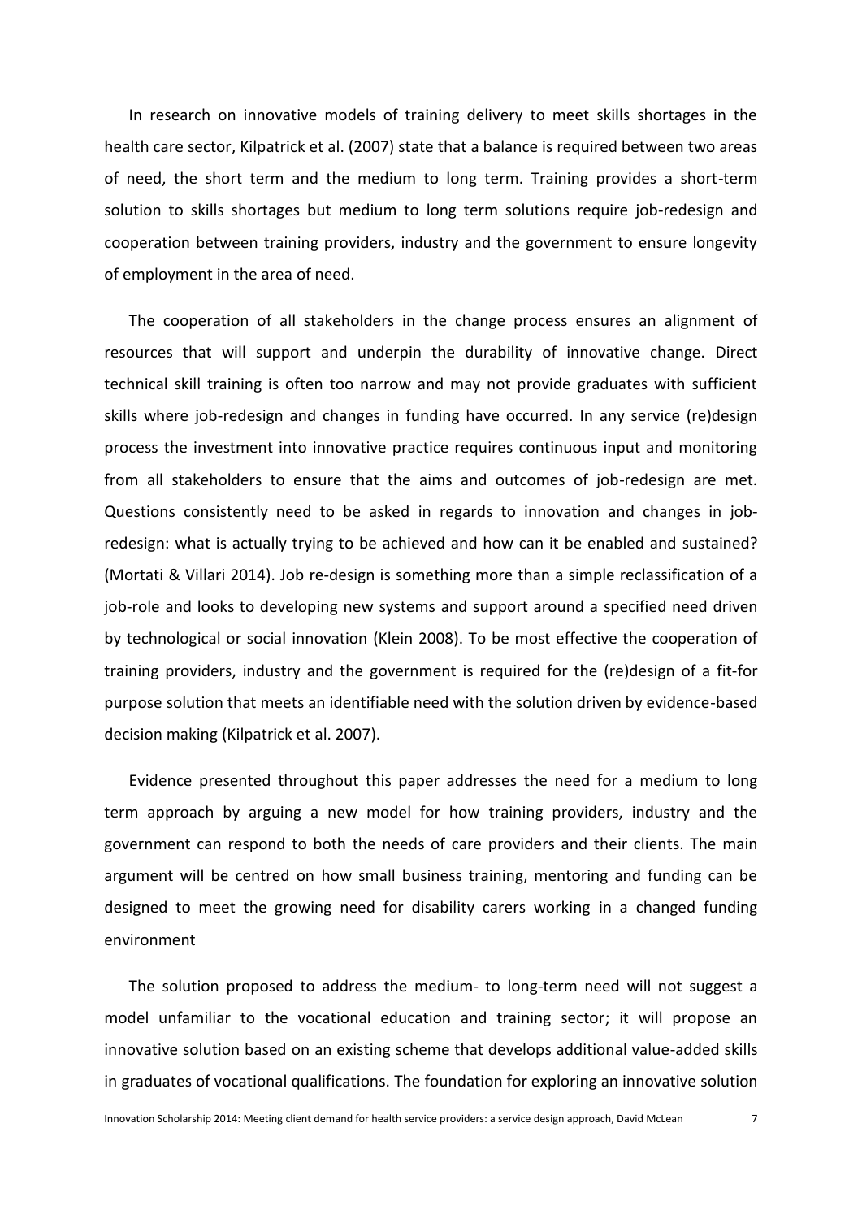In research on innovative models of training delivery to meet skills shortages in the health care sector, Kilpatrick et al. (2007) state that a balance is required between two areas of need, the short term and the medium to long term. Training provides a short-term solution to skills shortages but medium to long term solutions require job-redesign and cooperation between training providers, industry and the government to ensure longevity of employment in the area of need.

The cooperation of all stakeholders in the change process ensures an alignment of resources that will support and underpin the durability of innovative change. Direct technical skill training is often too narrow and may not provide graduates with sufficient skills where job-redesign and changes in funding have occurred. In any service (re)design process the investment into innovative practice requires continuous input and monitoring from all stakeholders to ensure that the aims and outcomes of job-redesign are met. Questions consistently need to be asked in regards to innovation and changes in job-redesign: what is actually trying to be achieved and how can it be enabled and sustained? (Mortati & Villari 2014). Job re-design is something more than a simple reclassification of a job-role and looks to developing new systems and support around a specified need driven by technological or social innovation (Klein 2008). To be most effective the cooperation of training providers, industry and the government is required for the (re)design of a fit-for purpose solution that meets an identifiable need with the solution driven by evidence-based decision making (Kilpatrick et al. 2007).

Evidence presented throughout this paper addresses the need for a medium to long term approach by arguing a new model for how training providers, industry and the government can respond to both the needs of care providers and their clients. The main argument will be centred on how small business training, mentoring and funding can be designed to meet the growing need for disability carers working in a changed funding environment

The solution proposed to address the medium- to long-term need will not suggest a model unfamiliar to the vocational education and training sector; it will propose an innovative solution based on an existing scheme that develops additional value-added skills in graduates of vocational qualifications. The foundation for exploring an innovative solution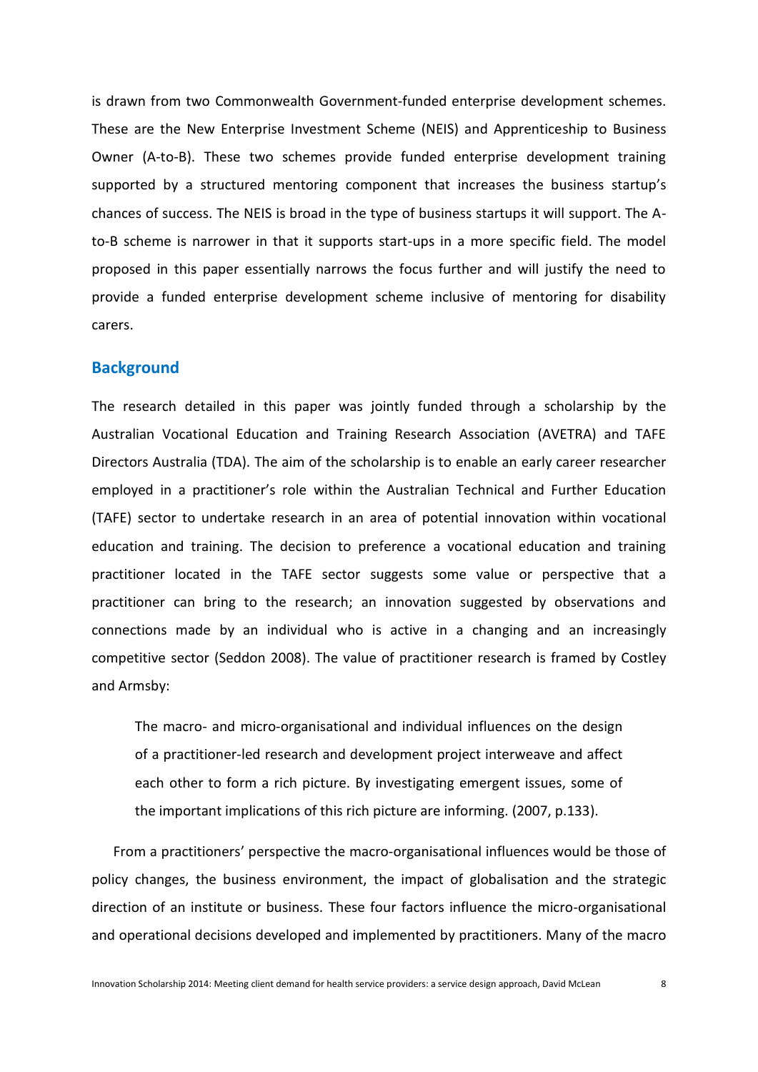is drawn from two Commonwealth Government-funded enterprise development schemes. These are the New Enterprise Investment Scheme (NEIS) and Apprenticeship to Business Owner (A-to-B). These two schemes provide funded enterprise development training supported by a structured mentoring component that increases the business startup's chances of success. The NEIS is broad in the type of business startups it will support. The A-to-B scheme is narrower in that it supports start-ups in a more specific field. The model proposed in this paper essentially narrows the focus further and will justify the need to provide a funded enterprise development scheme inclusive of mentoring for disability carers.

## Background

The research detailed in this paper was jointly funded through a scholarship by the Australian Vocational Education and Training Research Association (AVETRA) and TAFE Directors Australia (TDA). The aim of the scholarship is to enable an early career researcher employed in a practitioner's role within the Australian Technical and Further Education (TAFE) sector to undertake research in an area of potential innovation within vocational education and training. The decision to preference a vocational education and training practitioner located in the TAFE sector suggests some value or perspective that a practitioner can bring to the research; an innovation suggested by observations and connections made by an individual who is active in a changing and an increasingly competitive sector (Seddon 2008). The value of practitioner research is framed by Costley and Armsby:

> The macro- and micro-organisational and individual influences on the design of a practitioner-led research and development project interweave and affect each other to form a rich picture. By investigating emergent issues, some of the important implications of this rich picture are informing. (2007, p.133).

From a practitioners' perspective the macro-organisational influences would be those of policy changes, the business environment, the impact of globalisation and the strategic direction of an institute or business. These four factors influence the micro-organisational and operational decisions developed and implemented by practitioners. Many of the macro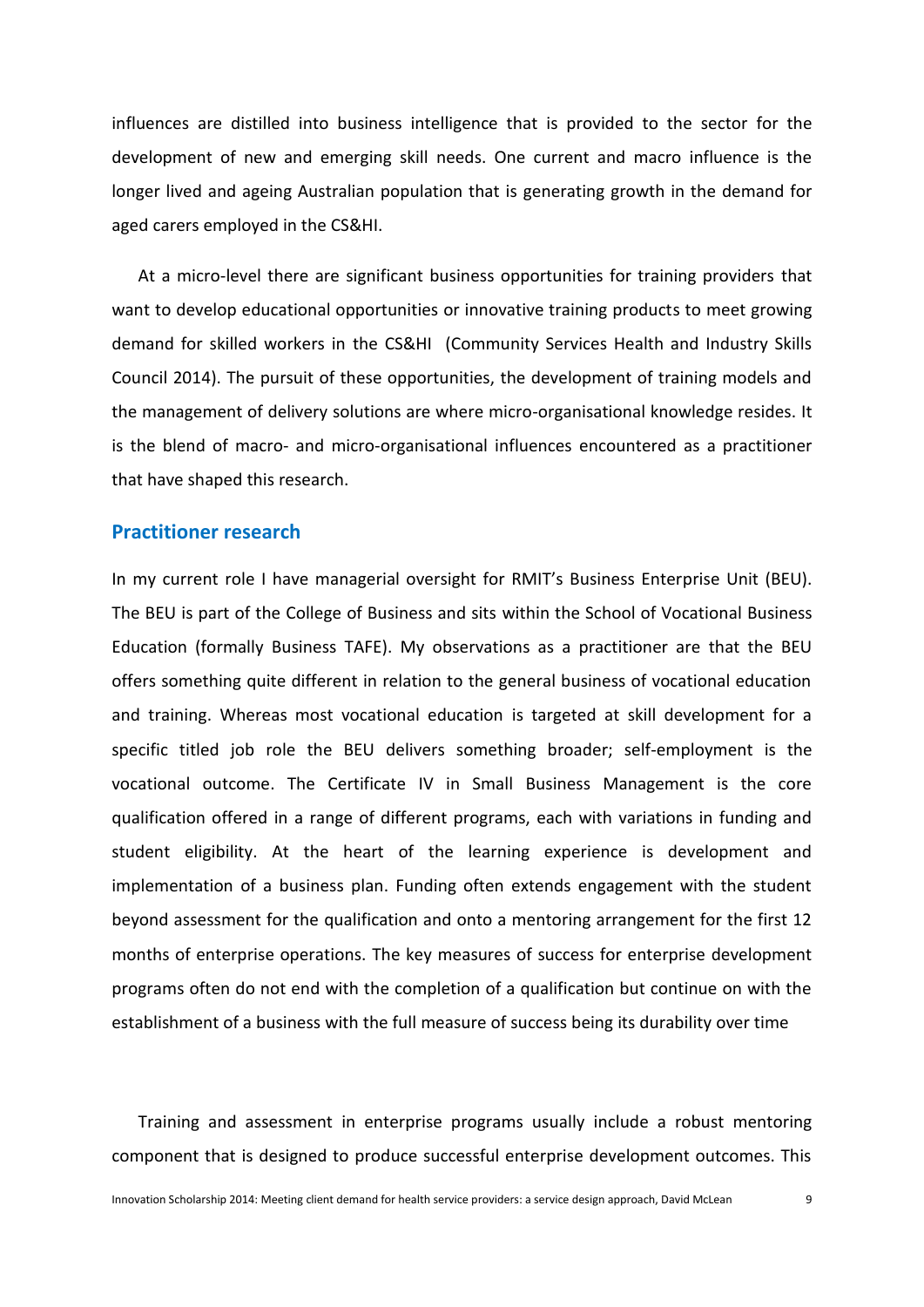influences are distilled into business intelligence that is provided to the sector for the development of new and emerging skill needs. One current and macro influence is the longer lived and ageing Australian population that is generating growth in the demand for aged carers employed in the CS&HI.

At a micro-level there are significant business opportunities for training providers that want to develop educational opportunities or innovative training products to meet growing demand for skilled workers in the CS&HI (Community Services Health and Industry Skills Council 2014). The pursuit of these opportunities, the development of training models and the management of delivery solutions are where micro-organisational knowledge resides. It is the blend of macro- and micro-organisational influences encountered as a practitioner that have shaped this research.

## Practitioner research

In my current role I have managerial oversight for RMIT's Business Enterprise Unit (BEU). The BEU is part of the College of Business and sits within the School of Vocational Business Education (formally Business TAFE). My observations as a practitioner are that the BEU offers something quite different in relation to the general business of vocational education and training. Whereas most vocational education is targeted at skill development for a specific titled job role the BEU delivers something broader; self-employment is the vocational outcome. The Certificate IV in Small Business Management is the core qualification offered in a range of different programs, each with variations in funding and student eligibility. At the heart of the learning experience is development and implementation of a business plan. Funding often extends engagement with the student beyond assessment for the qualification and onto a mentoring arrangement for the first 12 months of enterprise operations. The key measures of success for enterprise development programs often do not end with the completion of a qualification but continue on with the establishment of a business with the full measure of success being its durability over time

Training and assessment in enterprise programs usually include a robust mentoring component that is designed to produce successful enterprise development outcomes. This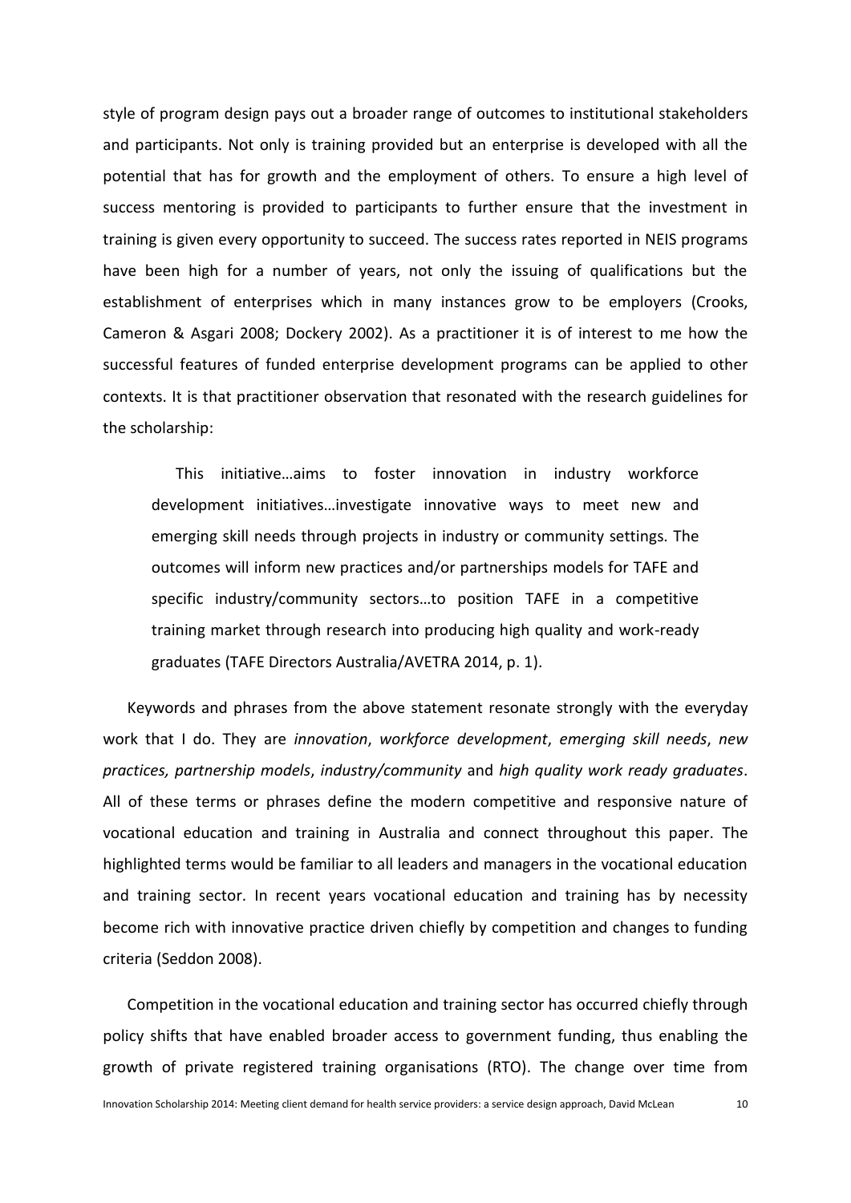style of program design pays out a broader range of outcomes to institutional stakeholders and participants. Not only is training provided but an enterprise is developed with all the potential that has for growth and the employment of others. To ensure a high level of success mentoring is provided to participants to further ensure that the investment in training is given every opportunity to succeed. The success rates reported in NEIS programs have been high for a number of years, not only the issuing of qualifications but the establishment of enterprises which in many instances grow to be employers (Crooks, Cameron & Asgari 2008; Dockery 2002). As a practitioner it is of interest to me how the successful features of funded enterprise development programs can be applied to other contexts. It is that practitioner observation that resonated with the research guidelines for the scholarship:

> This initiative…aims to foster innovation in industry workforce development initiatives…investigate innovative ways to meet new and emerging skill needs through projects in industry or community settings. The outcomes will inform new practices and/or partnerships models for TAFE and specific industry/community sectors…to position TAFE in a competitive training market through research into producing high quality and work-ready graduates (TAFE Directors Australia/AVETRA 2014, p. 1).

Keywords and phrases from the above statement resonate strongly with the everyday work that I do. They are *innovation*, *workforce development*, *emerging skill needs*, *new practices, partnership models*, *industry/community* and *high quality work ready graduates*. All of these terms or phrases define the modern competitive and responsive nature of vocational education and training in Australia and connect throughout this paper. The highlighted terms would be familiar to all leaders and managers in the vocational education and training sector. In recent years vocational education and training has by necessity become rich with innovative practice driven chiefly by competition and changes to funding criteria (Seddon 2008).

Competition in the vocational education and training sector has occurred chiefly through policy shifts that have enabled broader access to government funding, thus enabling the growth of private registered training organisations (RTO). The change over time from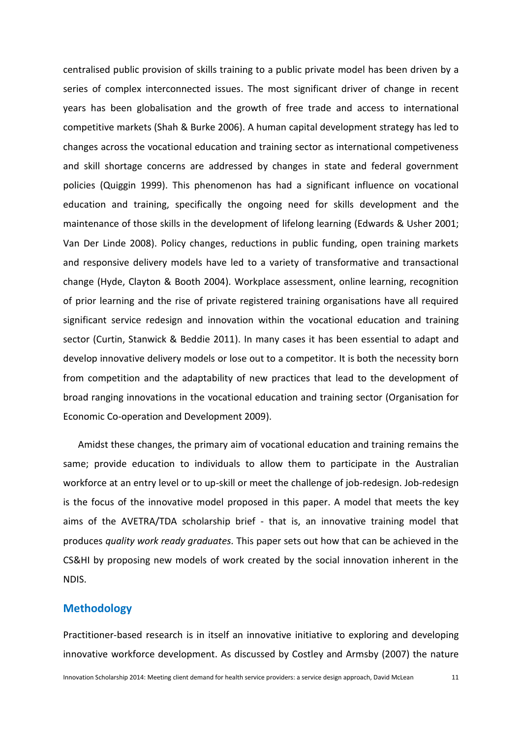centralised public provision of skills training to a public private model has been driven by a series of complex interconnected issues. The most significant driver of change in recent years has been globalisation and the growth of free trade and access to international competitive markets (Shah & Burke 2006). A human capital development strategy has led to changes across the vocational education and training sector as international competiveness and skill shortage concerns are addressed by changes in state and federal government policies (Quiggin 1999). This phenomenon has had a significant influence on vocational education and training, specifically the ongoing need for skills development and the maintenance of those skills in the development of lifelong learning (Edwards & Usher 2001; Van Der Linde 2008). Policy changes, reductions in public funding, open training markets and responsive delivery models have led to a variety of transformative and transactional change (Hyde, Clayton & Booth 2004). Workplace assessment, online learning, recognition of prior learning and the rise of private registered training organisations have all required significant service redesign and innovation within the vocational education and training sector (Curtin, Stanwick & Beddie 2011). In many cases it has been essential to adapt and develop innovative delivery models or lose out to a competitor. It is both the necessity born from competition and the adaptability of new practices that lead to the development of broad ranging innovations in the vocational education and training sector (Organisation for Economic Co-operation and Development 2009).

Amidst these changes, the primary aim of vocational education and training remains the same; provide education to individuals to allow them to participate in the Australian workforce at an entry level or to up-skill or meet the challenge of job-redesign. Job-redesign is the focus of the innovative model proposed in this paper. A model that meets the key aims of the AVETRA/TDA scholarship brief - that is, an innovative training model that produces *quality work ready graduates*. This paper sets out how that can be achieved in the CS&HI by proposing new models of work created by the social innovation inherent in the NDIS.

## Methodology

Practitioner-based research is in itself an innovative initiative to exploring and developing innovative workforce development. As discussed by Costley and Armsby (2007) the nature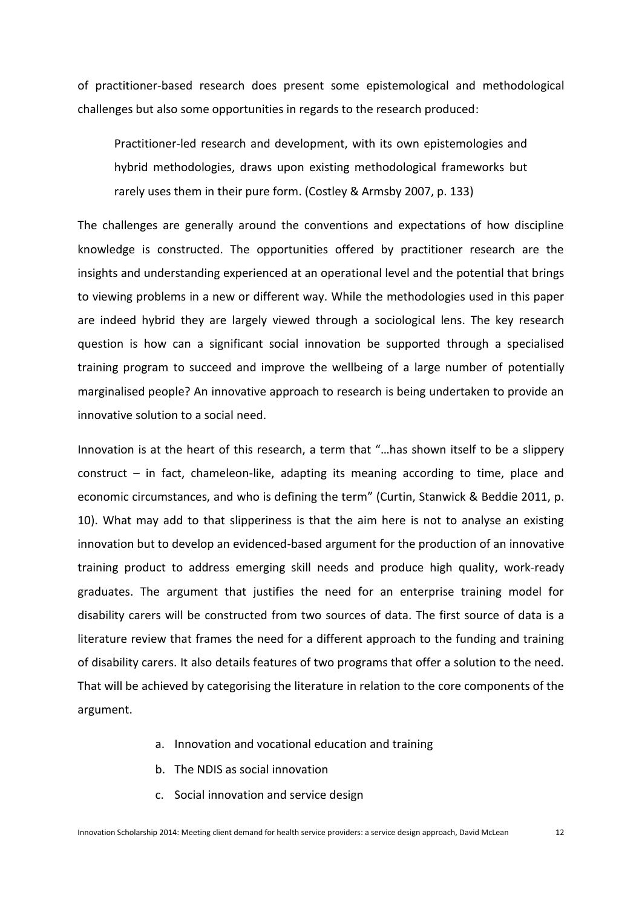of practitioner-based research does present some epistemological and methodological challenges but also some opportunities in regards to the research produced:

> Practitioner-led research and development, with its own epistemologies and hybrid methodologies, draws upon existing methodological frameworks but rarely uses them in their pure form. (Costley & Armsby 2007, p. 133)

The challenges are generally around the conventions and expectations of how discipline knowledge is constructed. The opportunities offered by practitioner research are the insights and understanding experienced at an operational level and the potential that brings to viewing problems in a new or different way. While the methodologies used in this paper are indeed hybrid they are largely viewed through a sociological lens. The key research question is how can a significant social innovation be supported through a specialised training program to succeed and improve the wellbeing of a large number of potentially marginalised people? An innovative approach to research is being undertaken to provide an innovative solution to a social need.

Innovation is at the heart of this research, a term that "…has shown itself to be a slippery construct – in fact, chameleon-like, adapting its meaning according to time, place and economic circumstances, and who is defining the term" (Curtin, Stanwick & Beddie 2011, p. 10). What may add to that slipperiness is that the aim here is not to analyse an existing innovation but to develop an evidenced-based argument for the production of an innovative training product to address emerging skill needs and produce high quality, work-ready graduates. The argument that justifies the need for an enterprise training model for disability carers will be constructed from two sources of data. The first source of data is a literature review that frames the need for a different approach to the funding and training of disability carers. It also details features of two programs that offer a solution to the need. That will be achieved by categorising the literature in relation to the core components of the argument.

a. Innovation and vocational education and training
b. The NDIS as social innovation
c. Social innovation and service design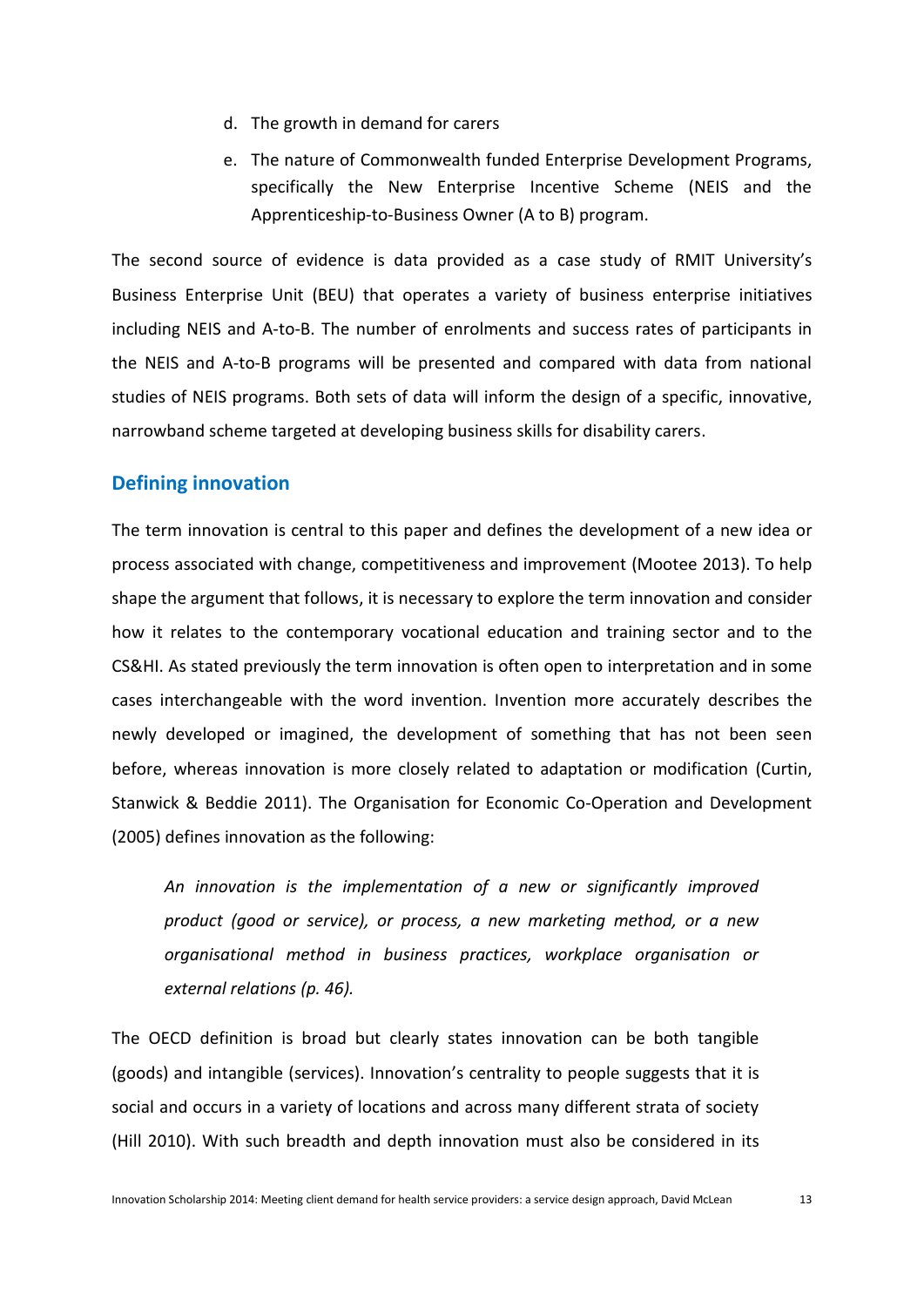d. The growth in demand for carers
e. The nature of Commonwealth funded Enterprise Development Programs, specifically the New Enterprise Incentive Scheme (NEIS and the Apprenticeship-to-Business Owner (A to B) program.

The second source of evidence is data provided as a case study of RMIT University's Business Enterprise Unit (BEU) that operates a variety of business enterprise initiatives including NEIS and A-to-B. The number of enrolments and success rates of participants in the NEIS and A-to-B programs will be presented and compared with data from national studies of NEIS programs. Both sets of data will inform the design of a specific, innovative, narrowband scheme targeted at developing business skills for disability carers.

## Defining innovation

The term innovation is central to this paper and defines the development of a new idea or process associated with change, competitiveness and improvement (Mootee 2013). To help shape the argument that follows, it is necessary to explore the term innovation and consider how it relates to the contemporary vocational education and training sector and to the CS&HI. As stated previously the term innovation is often open to interpretation and in some cases interchangeable with the word invention. Invention more accurately describes the newly developed or imagined, the development of something that has not been seen before, whereas innovation is more closely related to adaptation or modification (Curtin, Stanwick & Beddie 2011). The Organisation for Economic Co-Operation and Development (2005) defines innovation as the following:

> *An innovation is the implementation of a new or significantly improved product (good or service), or process, a new marketing method, or a new organisational method in business practices, workplace organisation or external relations (p. 46).*

The OECD definition is broad but clearly states innovation can be both tangible (goods) and intangible (services). Innovation's centrality to people suggests that it is social and occurs in a variety of locations and across many different strata of society (Hill 2010). With such breadth and depth innovation must also be considered in its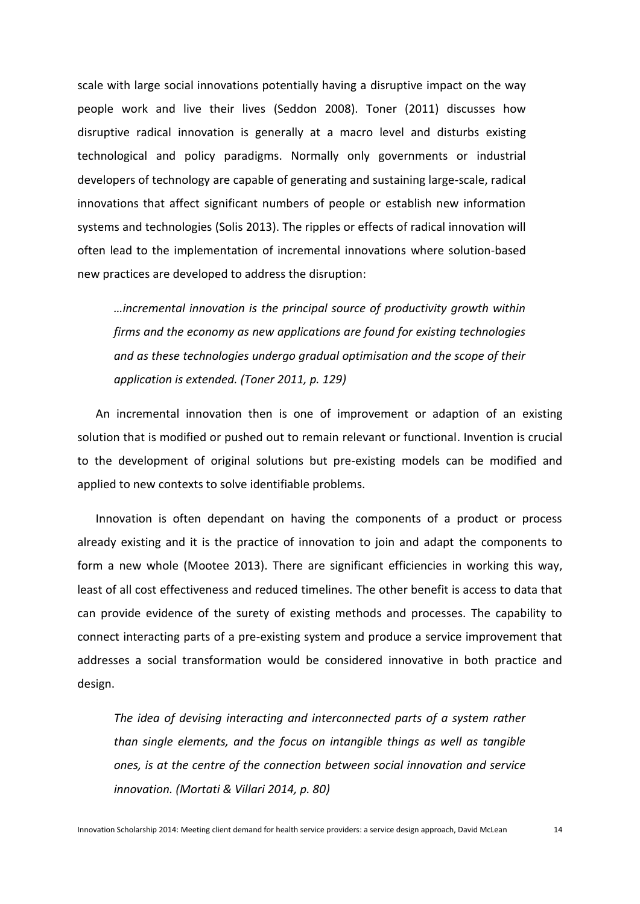scale with large social innovations potentially having a disruptive impact on the way people work and live their lives (Seddon 2008). Toner (2011) discusses how disruptive radical innovation is generally at a macro level and disturbs existing technological and policy paradigms. Normally only governments or industrial developers of technology are capable of generating and sustaining large-scale, radical innovations that affect significant numbers of people or establish new information systems and technologies (Solis 2013). The ripples or effects of radical innovation will often lead to the implementation of incremental innovations where solution-based new practices are developed to address the disruption:

> *…incremental innovation is the principal source of productivity growth within firms and the economy as new applications are found for existing technologies and as these technologies undergo gradual optimisation and the scope of their application is extended. (Toner 2011, p. 129)*

An incremental innovation then is one of improvement or adaption of an existing solution that is modified or pushed out to remain relevant or functional. Invention is crucial to the development of original solutions but pre-existing models can be modified and applied to new contexts to solve identifiable problems.

Innovation is often dependant on having the components of a product or process already existing and it is the practice of innovation to join and adapt the components to form a new whole (Mootee 2013). There are significant efficiencies in working this way, least of all cost effectiveness and reduced timelines. The other benefit is access to data that can provide evidence of the surety of existing methods and processes. The capability to connect interacting parts of a pre-existing system and produce a service improvement that addresses a social transformation would be considered innovative in both practice and design.

> *The idea of devising interacting and interconnected parts of a system rather than single elements, and the focus on intangible things as well as tangible ones, is at the centre of the connection between social innovation and service innovation. (Mortati & Villari 2014, p. 80)*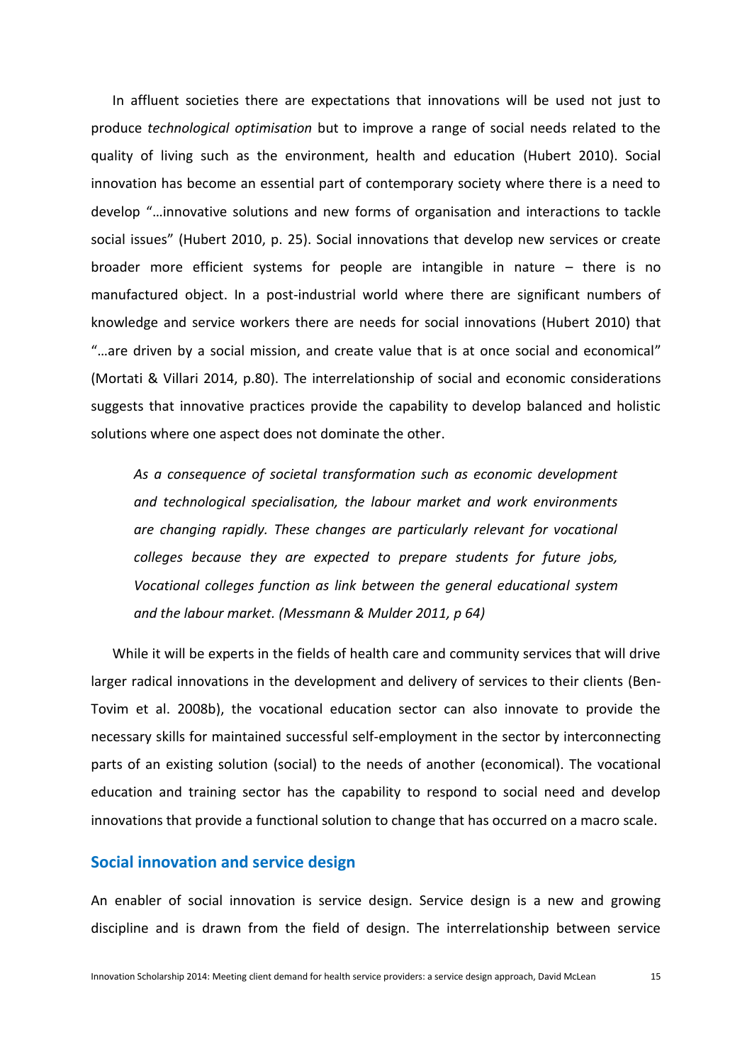In affluent societies there are expectations that innovations will be used not just to produce *technological optimisation* but to improve a range of social needs related to the quality of living such as the environment, health and education (Hubert 2010). Social innovation has become an essential part of contemporary society where there is a need to develop "…innovative solutions and new forms of organisation and interactions to tackle social issues" (Hubert 2010, p. 25). Social innovations that develop new services or create broader more efficient systems for people are intangible in nature – there is no manufactured object. In a post-industrial world where there are significant numbers of knowledge and service workers there are needs for social innovations (Hubert 2010) that "…are driven by a social mission, and create value that is at once social and economical" (Mortati & Villari 2014, p.80). The interrelationship of social and economic considerations suggests that innovative practices provide the capability to develop balanced and holistic solutions where one aspect does not dominate the other.

> *As a consequence of societal transformation such as economic development and technological specialisation, the labour market and work environments are changing rapidly. These changes are particularly relevant for vocational colleges because they are expected to prepare students for future jobs, Vocational colleges function as link between the general educational system and the labour market. (Messmann & Mulder 2011, p 64)*

While it will be experts in the fields of health care and community services that will drive larger radical innovations in the development and delivery of services to their clients (Ben-Tovim et al. 2008b), the vocational education sector can also innovate to provide the necessary skills for maintained successful self-employment in the sector by interconnecting parts of an existing solution (social) to the needs of another (economical). The vocational education and training sector has the capability to respond to social need and develop innovations that provide a functional solution to change that has occurred on a macro scale.

## Social innovation and service design

An enabler of social innovation is service design. Service design is a new and growing discipline and is drawn from the field of design. The interrelationship between service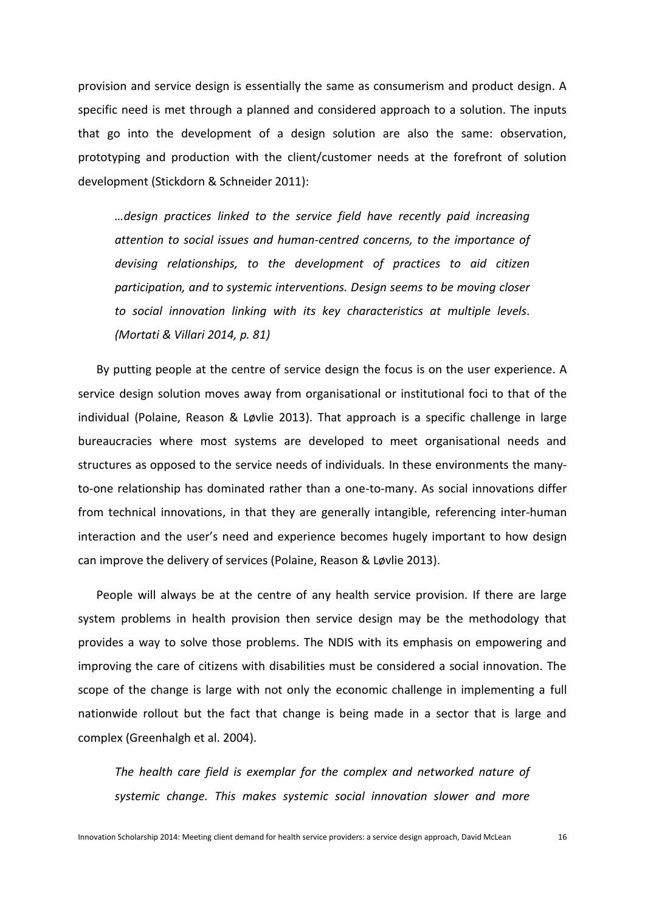provision and service design is essentially the same as consumerism and product design. A specific need is met through a planned and considered approach to a solution. The inputs that go into the development of a design solution are also the same: observation, prototyping and production with the client/customer needs at the forefront of solution development (Stickdorn & Schneider 2011):

> *…design practices linked to the service field have recently paid increasing attention to social issues and human-centred concerns, to the importance of devising relationships, to the development of practices to aid citizen participation, and to systemic interventions. Design seems to be moving closer to social innovation linking with its key characteristics at multiple levels. (Mortati & Villari 2014, p. 81)*

By putting people at the centre of service design the focus is on the user experience. A service design solution moves away from organisational or institutional foci to that of the individual (Polaine, Reason & Løvlie 2013). That approach is a specific challenge in large bureaucracies where most systems are developed to meet organisational needs and structures as opposed to the service needs of individuals. In these environments the many-to-one relationship has dominated rather than a one-to-many. As social innovations differ from technical innovations, in that they are generally intangible, referencing inter-human interaction and the user's need and experience becomes hugely important to how design can improve the delivery of services (Polaine, Reason & Løvlie 2013).

People will always be at the centre of any health service provision. If there are large system problems in health provision then service design may be the methodology that provides a way to solve those problems. The NDIS with its emphasis on empowering and improving the care of citizens with disabilities must be considered a social innovation. The scope of the change is large with not only the economic challenge in implementing a full nationwide rollout but the fact that change is being made in a sector that is large and complex (Greenhalgh et al. 2004).

> *The health care field is exemplar for the complex and networked nature of systemic change. This makes systemic social innovation slower and more*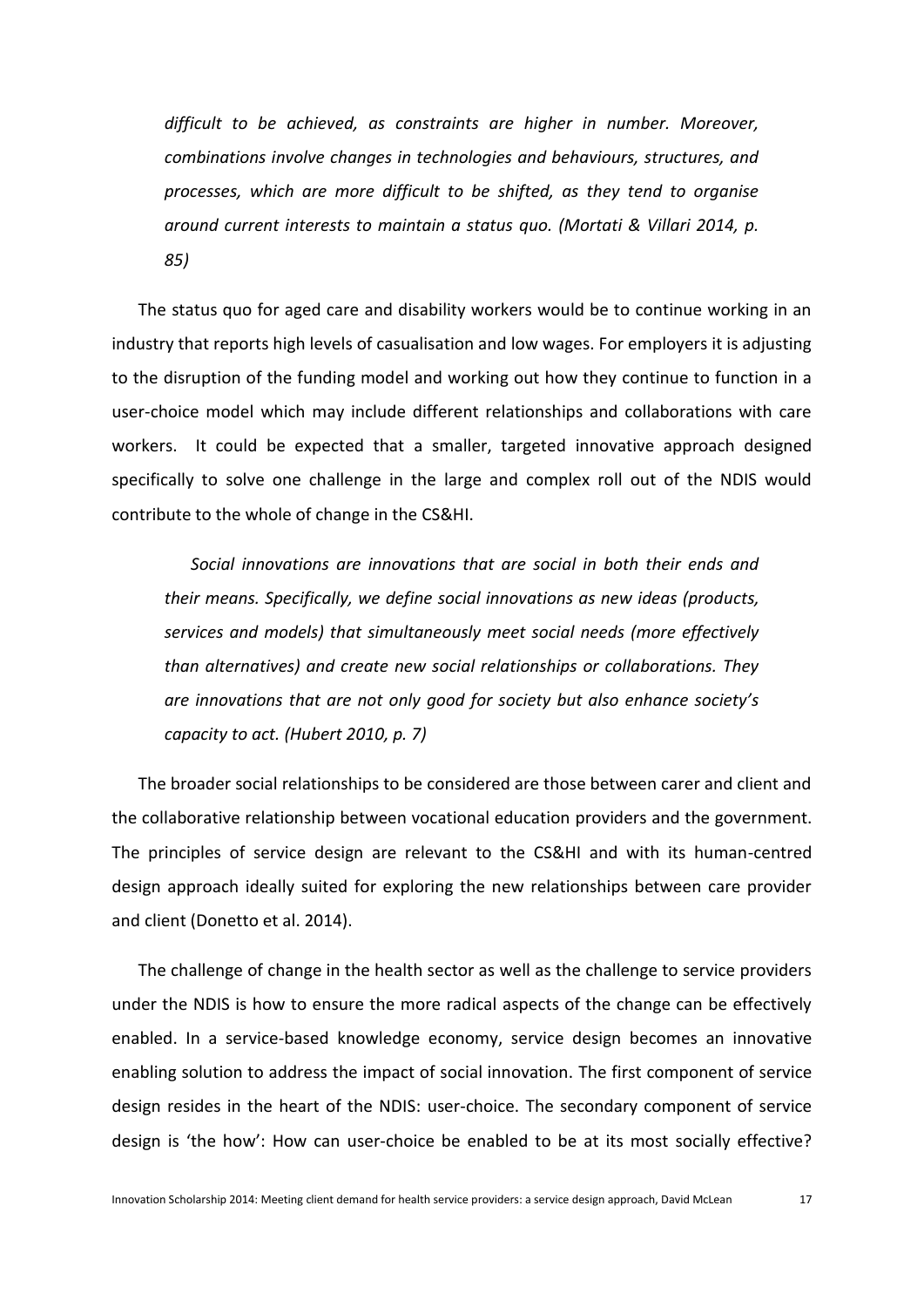> *difficult to be achieved, as constraints are higher in number. Moreover, combinations involve changes in technologies and behaviours, structures, and processes, which are more difficult to be shifted, as they tend to organise around current interests to maintain a status quo. (Mortati & Villari 2014, p. 85)*

The status quo for aged care and disability workers would be to continue working in an industry that reports high levels of casualisation and low wages. For employers it is adjusting to the disruption of the funding model and working out how they continue to function in a user-choice model which may include different relationships and collaborations with care workers. It could be expected that a smaller, targeted innovative approach designed specifically to solve one challenge in the large and complex roll out of the NDIS would contribute to the whole of change in the CS&HI.

> *Social innovations are innovations that are social in both their ends and their means. Specifically, we define social innovations as new ideas (products, services and models) that simultaneously meet social needs (more effectively than alternatives) and create new social relationships or collaborations. They are innovations that are not only good for society but also enhance society's capacity to act. (Hubert 2010, p. 7)*

The broader social relationships to be considered are those between carer and client and the collaborative relationship between vocational education providers and the government. The principles of service design are relevant to the CS&HI and with its human-centred design approach ideally suited for exploring the new relationships between care provider and client (Donetto et al. 2014).

The challenge of change in the health sector as well as the challenge to service providers under the NDIS is how to ensure the more radical aspects of the change can be effectively enabled. In a service-based knowledge economy, service design becomes an innovative enabling solution to address the impact of social innovation. The first component of service design resides in the heart of the NDIS: user-choice. The secondary component of service design is 'the how': How can user-choice be enabled to be at its most socially effective?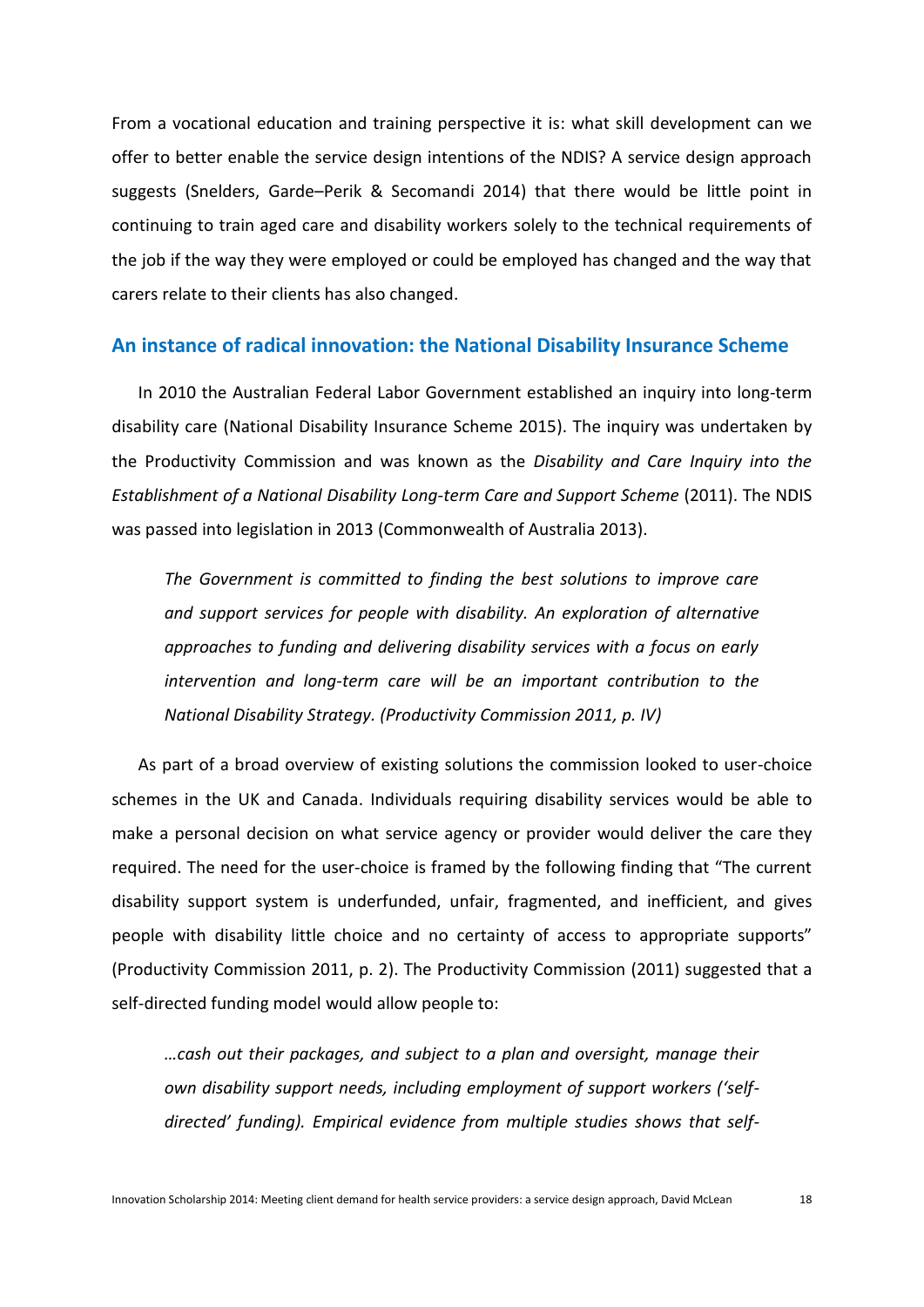From a vocational education and training perspective it is: what skill development can we offer to better enable the service design intentions of the NDIS? A service design approach suggests (Snelders, Garde–Perik & Secomandi 2014) that there would be little point in continuing to train aged care and disability workers solely to the technical requirements of the job if the way they were employed or could be employed has changed and the way that carers relate to their clients has also changed.

## An instance of radical innovation: the National Disability Insurance Scheme

In 2010 the Australian Federal Labor Government established an inquiry into long-term disability care (National Disability Insurance Scheme 2015). The inquiry was undertaken by the Productivity Commission and was known as the *Disability and Care Inquiry into the Establishment of a National Disability Long-term Care and Support Scheme* (2011). The NDIS was passed into legislation in 2013 (Commonwealth of Australia 2013).

> *The Government is committed to finding the best solutions to improve care and support services for people with disability. An exploration of alternative approaches to funding and delivering disability services with a focus on early intervention and long-term care will be an important contribution to the National Disability Strategy. (Productivity Commission 2011, p. IV)*

As part of a broad overview of existing solutions the commission looked to user-choice schemes in the UK and Canada. Individuals requiring disability services would be able to make a personal decision on what service agency or provider would deliver the care they required. The need for the user-choice is framed by the following finding that "The current disability support system is underfunded, unfair, fragmented, and inefficient, and gives people with disability little choice and no certainty of access to appropriate supports" (Productivity Commission 2011, p. 2). The Productivity Commission (2011) suggested that a self-directed funding model would allow people to:

> *…cash out their packages, and subject to a plan and oversight, manage their own disability support needs, including employment of support workers ('self-directed' funding). Empirical evidence from multiple studies shows that self-*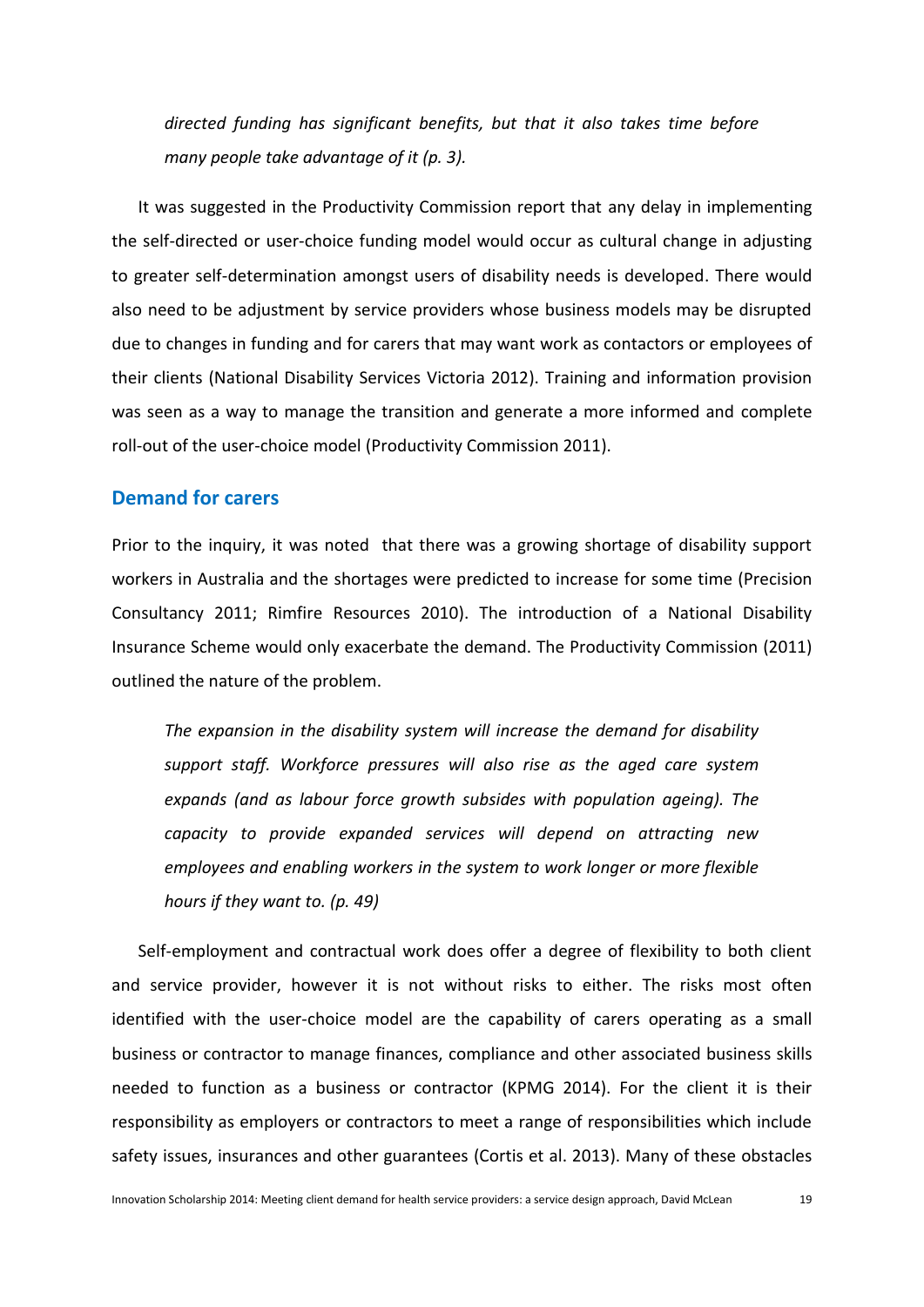*directed funding has significant benefits, but that it also takes time before many people take advantage of it (p. 3).*

It was suggested in the Productivity Commission report that any delay in implementing the self-directed or user-choice funding model would occur as cultural change in adjusting to greater self-determination amongst users of disability needs is developed. There would also need to be adjustment by service providers whose business models may be disrupted due to changes in funding and for carers that may want work as contactors or employees of their clients (National Disability Services Victoria 2012). Training and information provision was seen as a way to manage the transition and generate a more informed and complete roll-out of the user-choice model (Productivity Commission 2011).

## Demand for carers

Prior to the inquiry, it was noted that there was a growing shortage of disability support workers in Australia and the shortages were predicted to increase for some time (Precision Consultancy 2011; Rimfire Resources 2010). The introduction of a National Disability Insurance Scheme would only exacerbate the demand. The Productivity Commission (2011) outlined the nature of the problem.

*The expansion in the disability system will increase the demand for disability support staff. Workforce pressures will also rise as the aged care system expands (and as labour force growth subsides with population ageing). The capacity to provide expanded services will depend on attracting new employees and enabling workers in the system to work longer or more flexible hours if they want to. (p. 49)*

Self-employment and contractual work does offer a degree of flexibility to both client and service provider, however it is not without risks to either. The risks most often identified with the user-choice model are the capability of carers operating as a small business or contractor to manage finances, compliance and other associated business skills needed to function as a business or contractor (KPMG 2014). For the client it is their responsibility as employers or contractors to meet a range of responsibilities which include safety issues, insurances and other guarantees (Cortis et al. 2013). Many of these obstacles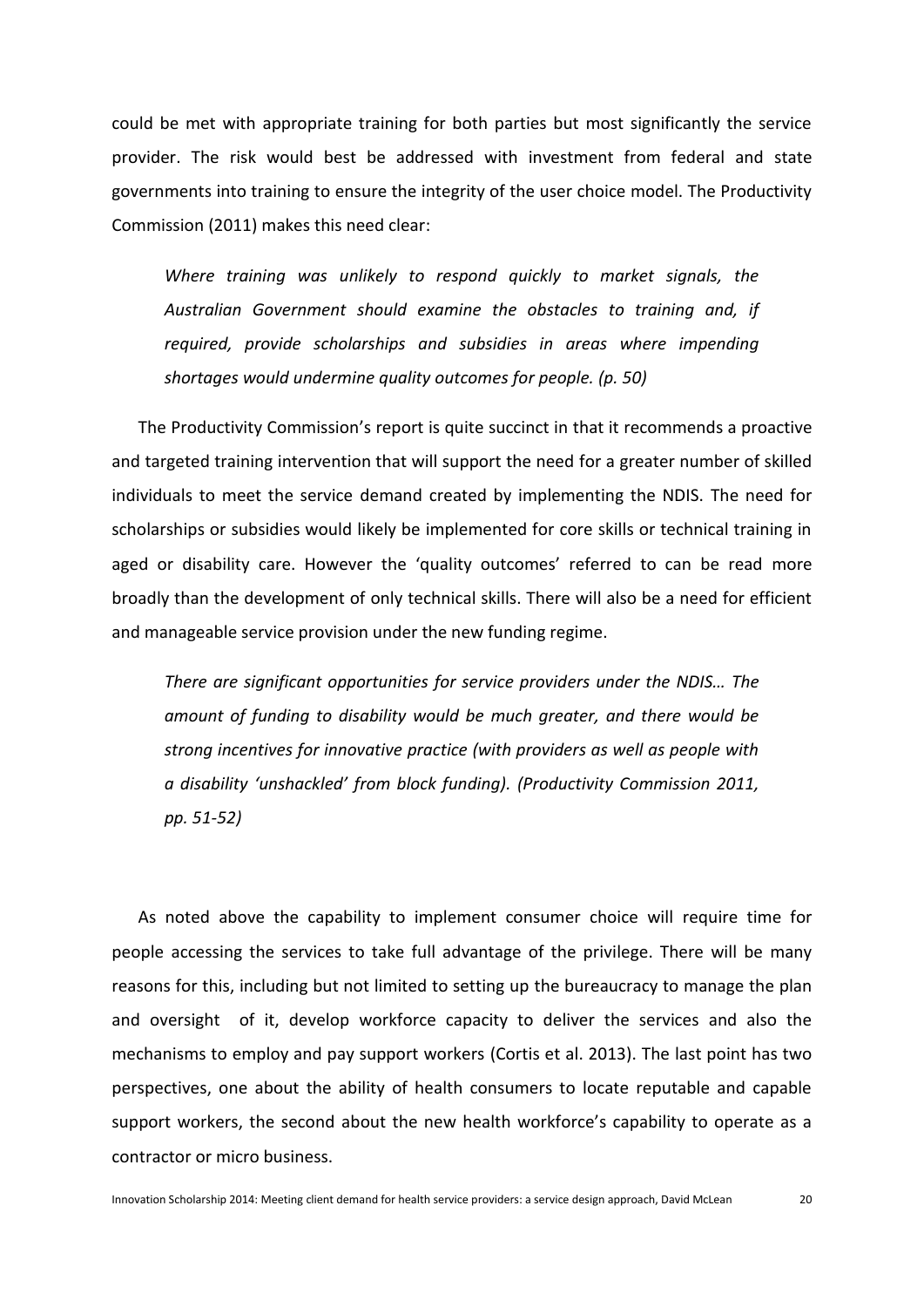could be met with appropriate training for both parties but most significantly the service provider. The risk would best be addressed with investment from federal and state governments into training to ensure the integrity of the user choice model. The Productivity Commission (2011) makes this need clear:

> *Where training was unlikely to respond quickly to market signals, the Australian Government should examine the obstacles to training and, if required, provide scholarships and subsidies in areas where impending shortages would undermine quality outcomes for people. (p. 50)*

The Productivity Commission's report is quite succinct in that it recommends a proactive and targeted training intervention that will support the need for a greater number of skilled individuals to meet the service demand created by implementing the NDIS. The need for scholarships or subsidies would likely be implemented for core skills or technical training in aged or disability care. However the 'quality outcomes' referred to can be read more broadly than the development of only technical skills. There will also be a need for efficient and manageable service provision under the new funding regime.

> *There are significant opportunities for service providers under the NDIS… The amount of funding to disability would be much greater, and there would be strong incentives for innovative practice (with providers as well as people with a disability 'unshackled' from block funding). (Productivity Commission 2011, pp. 51-52)*

As noted above the capability to implement consumer choice will require time for people accessing the services to take full advantage of the privilege. There will be many reasons for this, including but not limited to setting up the bureaucracy to manage the plan and oversight of it, develop workforce capacity to deliver the services and also the mechanisms to employ and pay support workers (Cortis et al. 2013). The last point has two perspectives, one about the ability of health consumers to locate reputable and capable support workers, the second about the new health workforce's capability to operate as a contractor or micro business.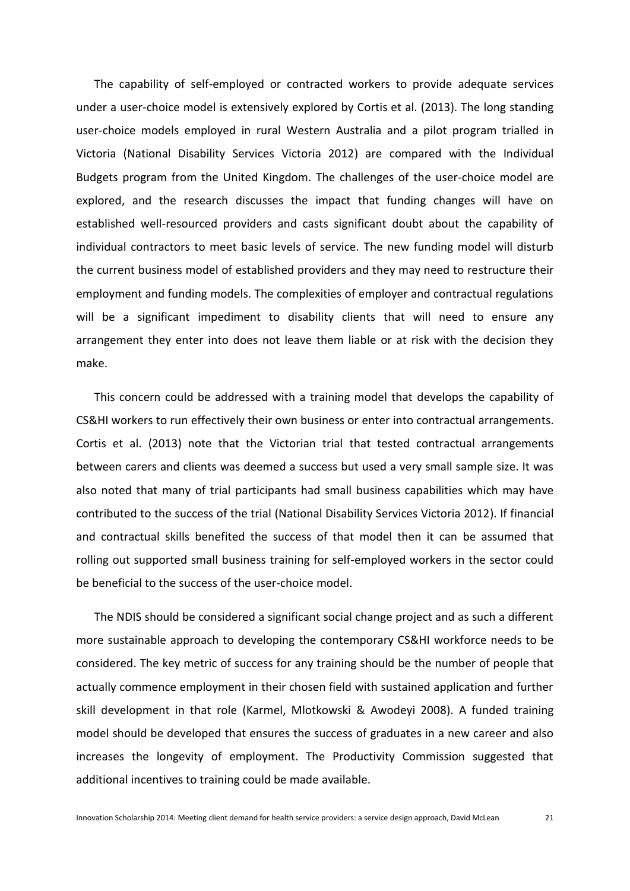The capability of self-employed or contracted workers to provide adequate services under a user-choice model is extensively explored by Cortis et al. (2013). The long standing user-choice models employed in rural Western Australia and a pilot program trialled in Victoria (National Disability Services Victoria 2012) are compared with the Individual Budgets program from the United Kingdom. The challenges of the user-choice model are explored, and the research discusses the impact that funding changes will have on established well-resourced providers and casts significant doubt about the capability of individual contractors to meet basic levels of service. The new funding model will disturb the current business model of established providers and they may need to restructure their employment and funding models. The complexities of employer and contractual regulations will be a significant impediment to disability clients that will need to ensure any arrangement they enter into does not leave them liable or at risk with the decision they make.

This concern could be addressed with a training model that develops the capability of CS&HI workers to run effectively their own business or enter into contractual arrangements. Cortis et al. (2013) note that the Victorian trial that tested contractual arrangements between carers and clients was deemed a success but used a very small sample size. It was also noted that many of trial participants had small business capabilities which may have contributed to the success of the trial (National Disability Services Victoria 2012). If financial and contractual skills benefited the success of that model then it can be assumed that rolling out supported small business training for self-employed workers in the sector could be beneficial to the success of the user-choice model.

The NDIS should be considered a significant social change project and as such a different more sustainable approach to developing the contemporary CS&HI workforce needs to be considered. The key metric of success for any training should be the number of people that actually commence employment in their chosen field with sustained application and further skill development in that role (Karmel, Mlotkowski & Awodeyi 2008). A funded training model should be developed that ensures the success of graduates in a new career and also increases the longevity of employment. The Productivity Commission suggested that additional incentives to training could be made available.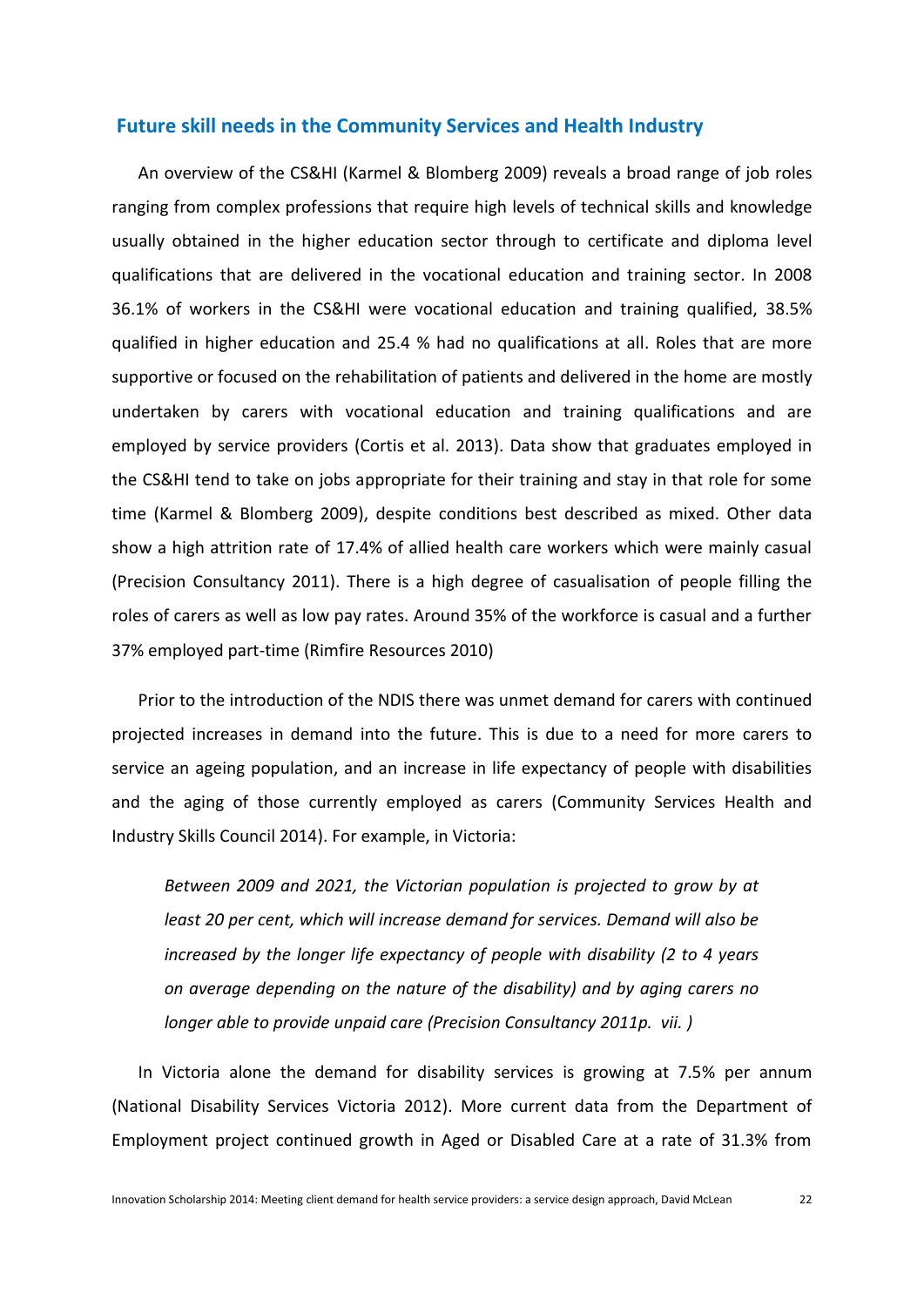## Future skill needs in the Community Services and Health Industry

An overview of the CS&HI (Karmel & Blomberg 2009) reveals a broad range of job roles ranging from complex professions that require high levels of technical skills and knowledge usually obtained in the higher education sector through to certificate and diploma level qualifications that are delivered in the vocational education and training sector. In 2008 36.1% of workers in the CS&HI were vocational education and training qualified, 38.5% qualified in higher education and 25.4 % had no qualifications at all. Roles that are more supportive or focused on the rehabilitation of patients and delivered in the home are mostly undertaken by carers with vocational education and training qualifications and are employed by service providers (Cortis et al. 2013). Data show that graduates employed in the CS&HI tend to take on jobs appropriate for their training and stay in that role for some time (Karmel & Blomberg 2009), despite conditions best described as mixed. Other data show a high attrition rate of 17.4% of allied health care workers which were mainly casual (Precision Consultancy 2011). There is a high degree of casualisation of people filling the roles of carers as well as low pay rates. Around 35% of the workforce is casual and a further 37% employed part-time (Rimfire Resources 2010)

Prior to the introduction of the NDIS there was unmet demand for carers with continued projected increases in demand into the future. This is due to a need for more carers to service an ageing population, and an increase in life expectancy of people with disabilities and the aging of those currently employed as carers (Community Services Health and Industry Skills Council 2014). For example, in Victoria:

> *Between 2009 and 2021, the Victorian population is projected to grow by at least 20 per cent, which will increase demand for services. Demand will also be increased by the longer life expectancy of people with disability (2 to 4 years on average depending on the nature of the disability) and by aging carers no longer able to provide unpaid care (Precision Consultancy 2011p. vii. )*

In Victoria alone the demand for disability services is growing at 7.5% per annum (National Disability Services Victoria 2012). More current data from the Department of Employment project continued growth in Aged or Disabled Care at a rate of 31.3% from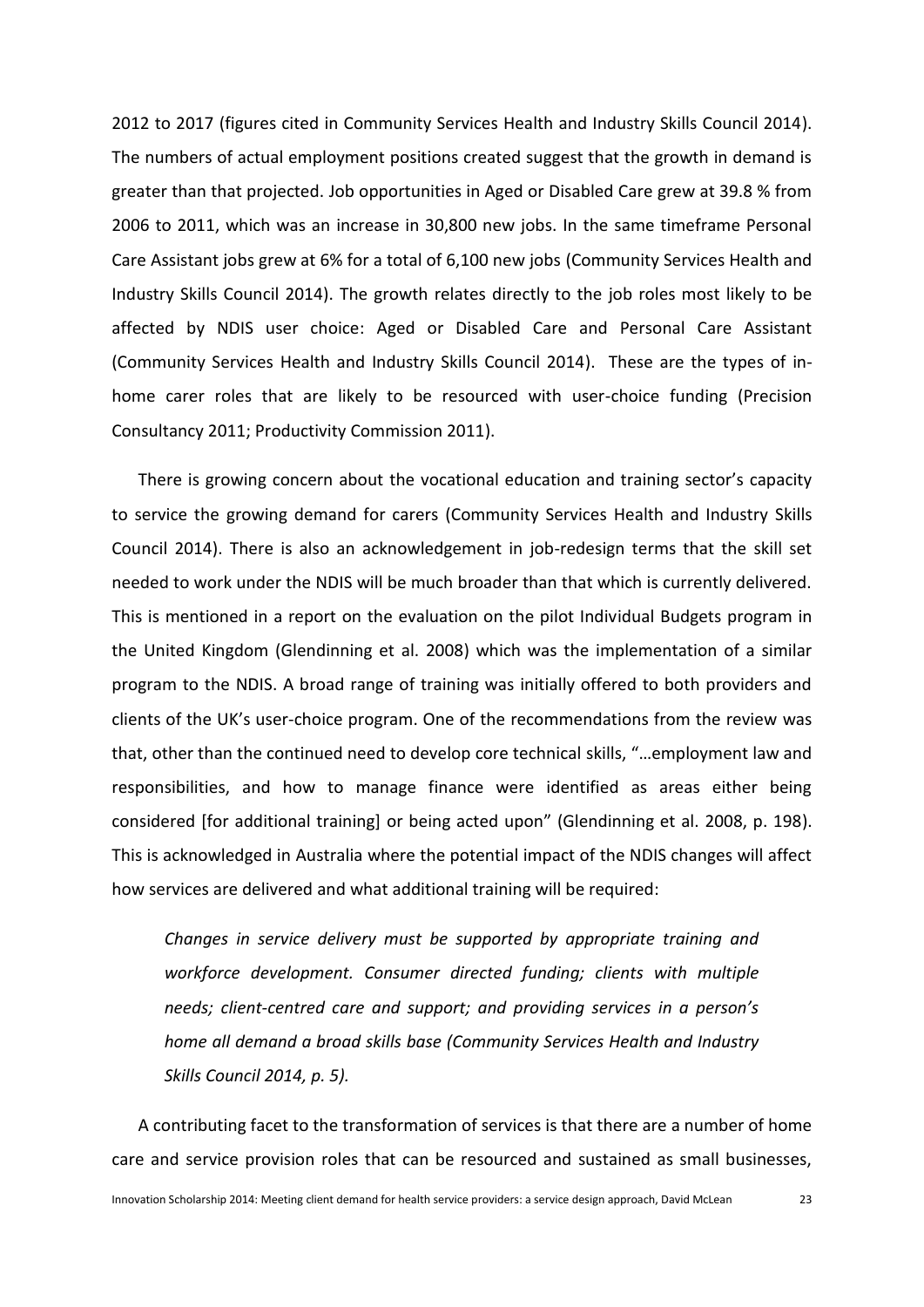2012 to 2017 (figures cited in Community Services Health and Industry Skills Council 2014). The numbers of actual employment positions created suggest that the growth in demand is greater than that projected. Job opportunities in Aged or Disabled Care grew at 39.8 % from 2006 to 2011, which was an increase in 30,800 new jobs. In the same timeframe Personal Care Assistant jobs grew at 6% for a total of 6,100 new jobs (Community Services Health and Industry Skills Council 2014). The growth relates directly to the job roles most likely to be affected by NDIS user choice: Aged or Disabled Care and Personal Care Assistant (Community Services Health and Industry Skills Council 2014). These are the types of in-home carer roles that are likely to be resourced with user-choice funding (Precision Consultancy 2011; Productivity Commission 2011).

There is growing concern about the vocational education and training sector's capacity to service the growing demand for carers (Community Services Health and Industry Skills Council 2014). There is also an acknowledgement in job-redesign terms that the skill set needed to work under the NDIS will be much broader than that which is currently delivered. This is mentioned in a report on the evaluation on the pilot Individual Budgets program in the United Kingdom (Glendinning et al. 2008) which was the implementation of a similar program to the NDIS. A broad range of training was initially offered to both providers and clients of the UK's user-choice program. One of the recommendations from the review was that, other than the continued need to develop core technical skills, "…employment law and responsibilities, and how to manage finance were identified as areas either being considered [for additional training] or being acted upon" (Glendinning et al. 2008, p. 198). This is acknowledged in Australia where the potential impact of the NDIS changes will affect how services are delivered and what additional training will be required:

> *Changes in service delivery must be supported by appropriate training and workforce development. Consumer directed funding; clients with multiple needs; client-centred care and support; and providing services in a person's home all demand a broad skills base (Community Services Health and Industry Skills Council 2014, p. 5).*

A contributing facet to the transformation of services is that there are a number of home care and service provision roles that can be resourced and sustained as small businesses,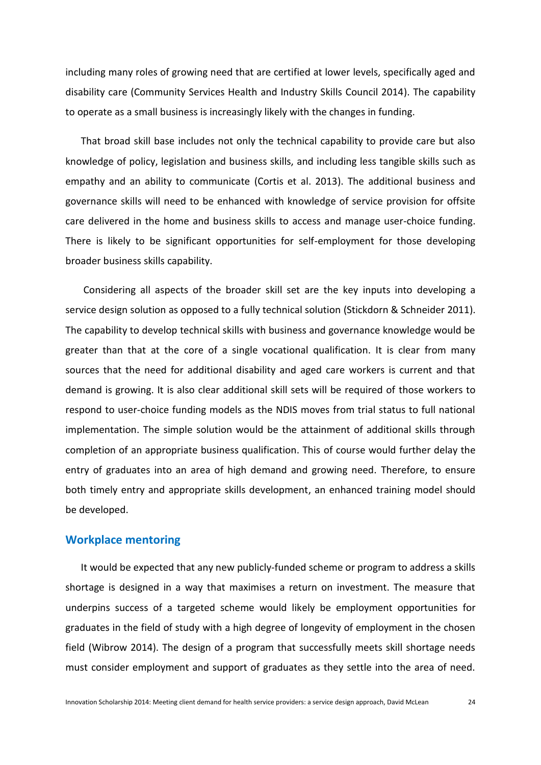including many roles of growing need that are certified at lower levels, specifically aged and disability care (Community Services Health and Industry Skills Council 2014). The capability to operate as a small business is increasingly likely with the changes in funding.

That broad skill base includes not only the technical capability to provide care but also knowledge of policy, legislation and business skills, and including less tangible skills such as empathy and an ability to communicate (Cortis et al. 2013). The additional business and governance skills will need to be enhanced with knowledge of service provision for offsite care delivered in the home and business skills to access and manage user-choice funding. There is likely to be significant opportunities for self-employment for those developing broader business skills capability.

Considering all aspects of the broader skill set are the key inputs into developing a service design solution as opposed to a fully technical solution (Stickdorn & Schneider 2011). The capability to develop technical skills with business and governance knowledge would be greater than that at the core of a single vocational qualification. It is clear from many sources that the need for additional disability and aged care workers is current and that demand is growing. It is also clear additional skill sets will be required of those workers to respond to user-choice funding models as the NDIS moves from trial status to full national implementation. The simple solution would be the attainment of additional skills through completion of an appropriate business qualification. This of course would further delay the entry of graduates into an area of high demand and growing need. Therefore, to ensure both timely entry and appropriate skills development, an enhanced training model should be developed.

## Workplace mentoring

It would be expected that any new publicly-funded scheme or program to address a skills shortage is designed in a way that maximises a return on investment. The measure that underpins success of a targeted scheme would likely be employment opportunities for graduates in the field of study with a high degree of longevity of employment in the chosen field (Wibrow 2014). The design of a program that successfully meets skill shortage needs must consider employment and support of graduates as they settle into the area of need.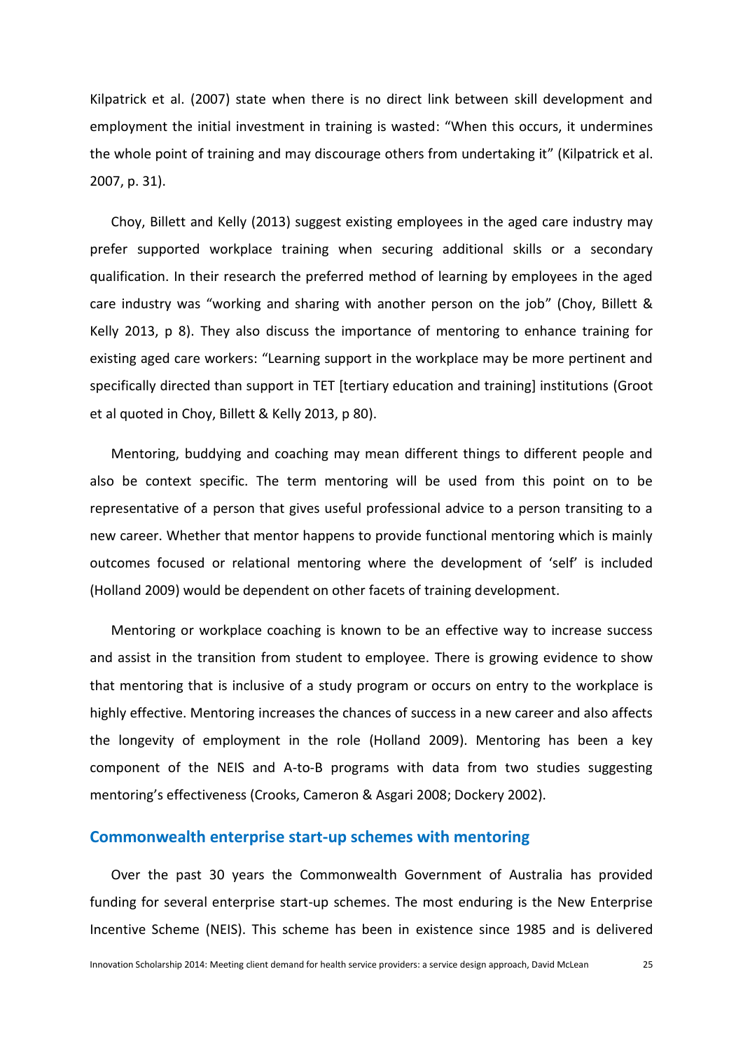Kilpatrick et al. (2007) state when there is no direct link between skill development and employment the initial investment in training is wasted: "When this occurs, it undermines the whole point of training and may discourage others from undertaking it" (Kilpatrick et al. 2007, p. 31).

Choy, Billett and Kelly (2013) suggest existing employees in the aged care industry may prefer supported workplace training when securing additional skills or a secondary qualification. In their research the preferred method of learning by employees in the aged care industry was "working and sharing with another person on the job" (Choy, Billett & Kelly 2013, p 8). They also discuss the importance of mentoring to enhance training for existing aged care workers: "Learning support in the workplace may be more pertinent and specifically directed than support in TET [tertiary education and training] institutions (Groot et al quoted in Choy, Billett & Kelly 2013, p 80).

Mentoring, buddying and coaching may mean different things to different people and also be context specific. The term mentoring will be used from this point on to be representative of a person that gives useful professional advice to a person transiting to a new career. Whether that mentor happens to provide functional mentoring which is mainly outcomes focused or relational mentoring where the development of 'self' is included (Holland 2009) would be dependent on other facets of training development.

Mentoring or workplace coaching is known to be an effective way to increase success and assist in the transition from student to employee. There is growing evidence to show that mentoring that is inclusive of a study program or occurs on entry to the workplace is highly effective. Mentoring increases the chances of success in a new career and also affects the longevity of employment in the role (Holland 2009). Mentoring has been a key component of the NEIS and A-to-B programs with data from two studies suggesting mentoring's effectiveness (Crooks, Cameron & Asgari 2008; Dockery 2002).

## Commonwealth enterprise start-up schemes with mentoring

Over the past 30 years the Commonwealth Government of Australia has provided funding for several enterprise start-up schemes. The most enduring is the New Enterprise Incentive Scheme (NEIS). This scheme has been in existence since 1985 and is delivered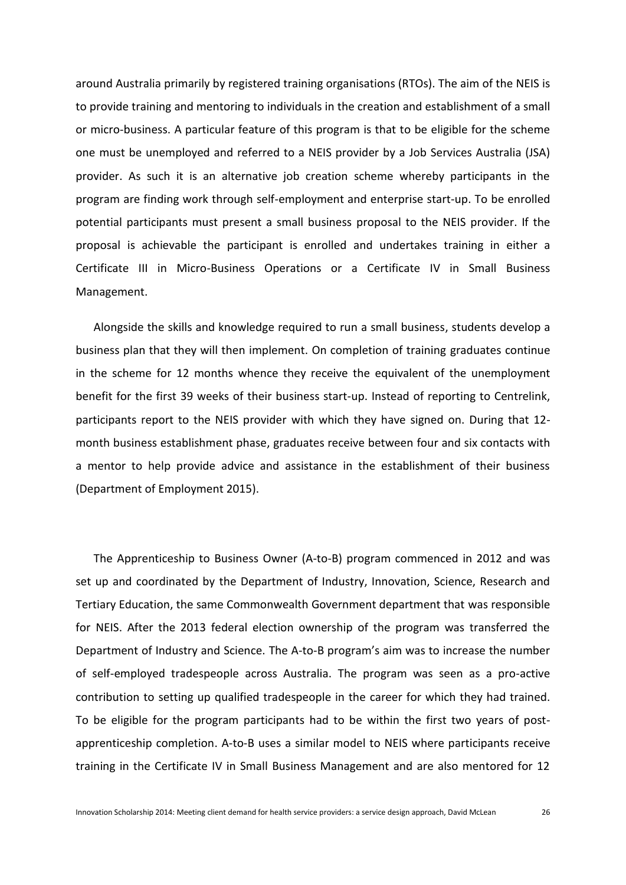around Australia primarily by registered training organisations (RTOs). The aim of the NEIS is to provide training and mentoring to individuals in the creation and establishment of a small or micro-business. A particular feature of this program is that to be eligible for the scheme one must be unemployed and referred to a NEIS provider by a Job Services Australia (JSA) provider. As such it is an alternative job creation scheme whereby participants in the program are finding work through self-employment and enterprise start-up. To be enrolled potential participants must present a small business proposal to the NEIS provider. If the proposal is achievable the participant is enrolled and undertakes training in either a Certificate III in Micro-Business Operations or a Certificate IV in Small Business Management.

Alongside the skills and knowledge required to run a small business, students develop a business plan that they will then implement. On completion of training graduates continue in the scheme for 12 months whence they receive the equivalent of the unemployment benefit for the first 39 weeks of their business start-up. Instead of reporting to Centrelink, participants report to the NEIS provider with which they have signed on. During that 12-month business establishment phase, graduates receive between four and six contacts with a mentor to help provide advice and assistance in the establishment of their business (Department of Employment 2015).

The Apprenticeship to Business Owner (A-to-B) program commenced in 2012 and was set up and coordinated by the Department of Industry, Innovation, Science, Research and Tertiary Education, the same Commonwealth Government department that was responsible for NEIS. After the 2013 federal election ownership of the program was transferred the Department of Industry and Science. The A-to-B program's aim was to increase the number of self-employed tradespeople across Australia. The program was seen as a pro-active contribution to setting up qualified tradespeople in the career for which they had trained. To be eligible for the program participants had to be within the first two years of post-apprenticeship completion. A-to-B uses a similar model to NEIS where participants receive training in the Certificate IV in Small Business Management and are also mentored for 12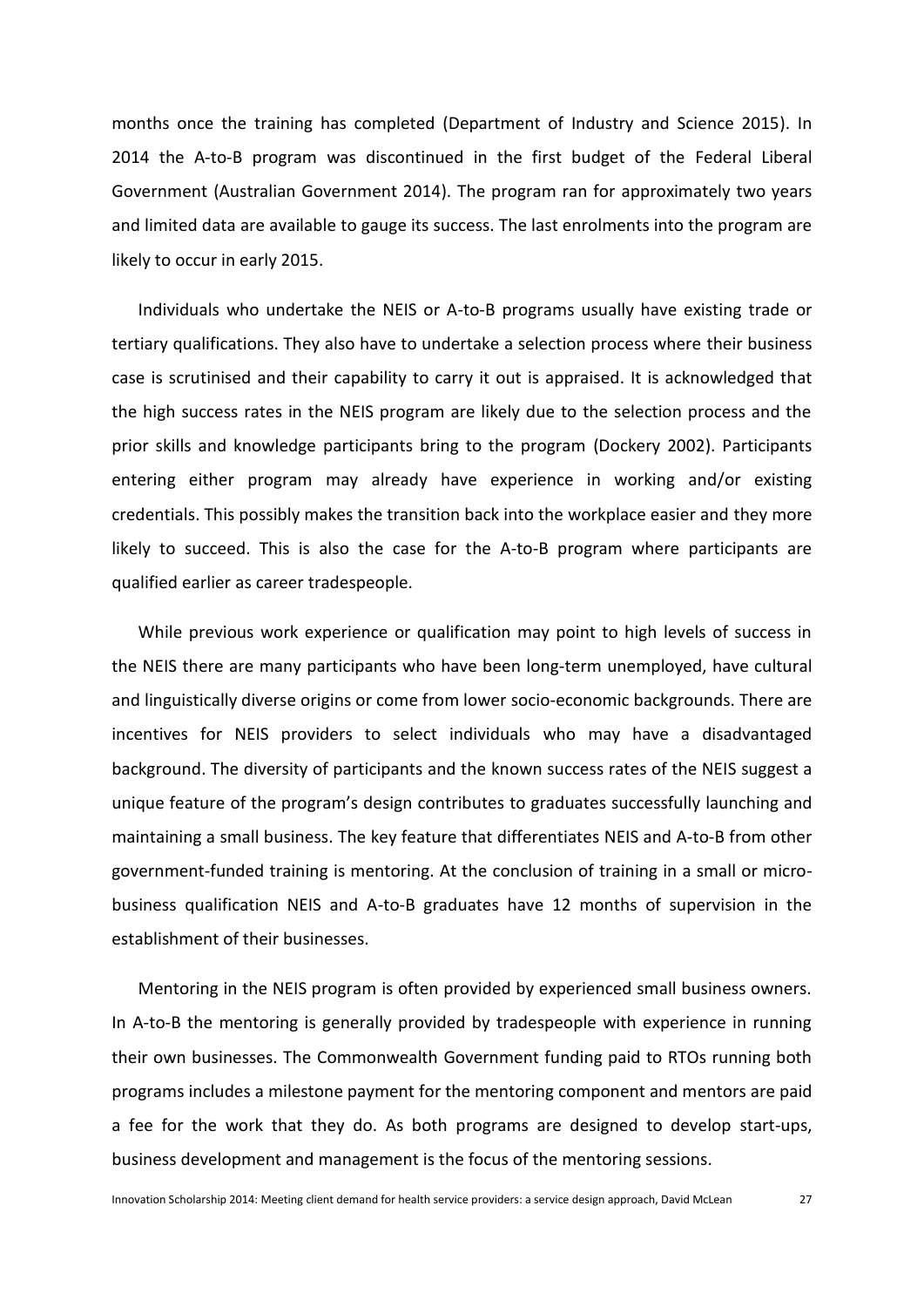months once the training has completed (Department of Industry and Science 2015). In 2014 the A-to-B program was discontinued in the first budget of the Federal Liberal Government (Australian Government 2014). The program ran for approximately two years and limited data are available to gauge its success. The last enrolments into the program are likely to occur in early 2015.

Individuals who undertake the NEIS or A-to-B programs usually have existing trade or tertiary qualifications. They also have to undertake a selection process where their business case is scrutinised and their capability to carry it out is appraised. It is acknowledged that the high success rates in the NEIS program are likely due to the selection process and the prior skills and knowledge participants bring to the program (Dockery 2002). Participants entering either program may already have experience in working and/or existing credentials. This possibly makes the transition back into the workplace easier and they more likely to succeed. This is also the case for the A-to-B program where participants are qualified earlier as career tradespeople.

While previous work experience or qualification may point to high levels of success in the NEIS there are many participants who have been long-term unemployed, have cultural and linguistically diverse origins or come from lower socio-economic backgrounds. There are incentives for NEIS providers to select individuals who may have a disadvantaged background. The diversity of participants and the known success rates of the NEIS suggest a unique feature of the program's design contributes to graduates successfully launching and maintaining a small business. The key feature that differentiates NEIS and A-to-B from other government-funded training is mentoring. At the conclusion of training in a small or micro-business qualification NEIS and A-to-B graduates have 12 months of supervision in the establishment of their businesses.

Mentoring in the NEIS program is often provided by experienced small business owners. In A-to-B the mentoring is generally provided by tradespeople with experience in running their own businesses. The Commonwealth Government funding paid to RTOs running both programs includes a milestone payment for the mentoring component and mentors are paid a fee for the work that they do. As both programs are designed to develop start-ups, business development and management is the focus of the mentoring sessions.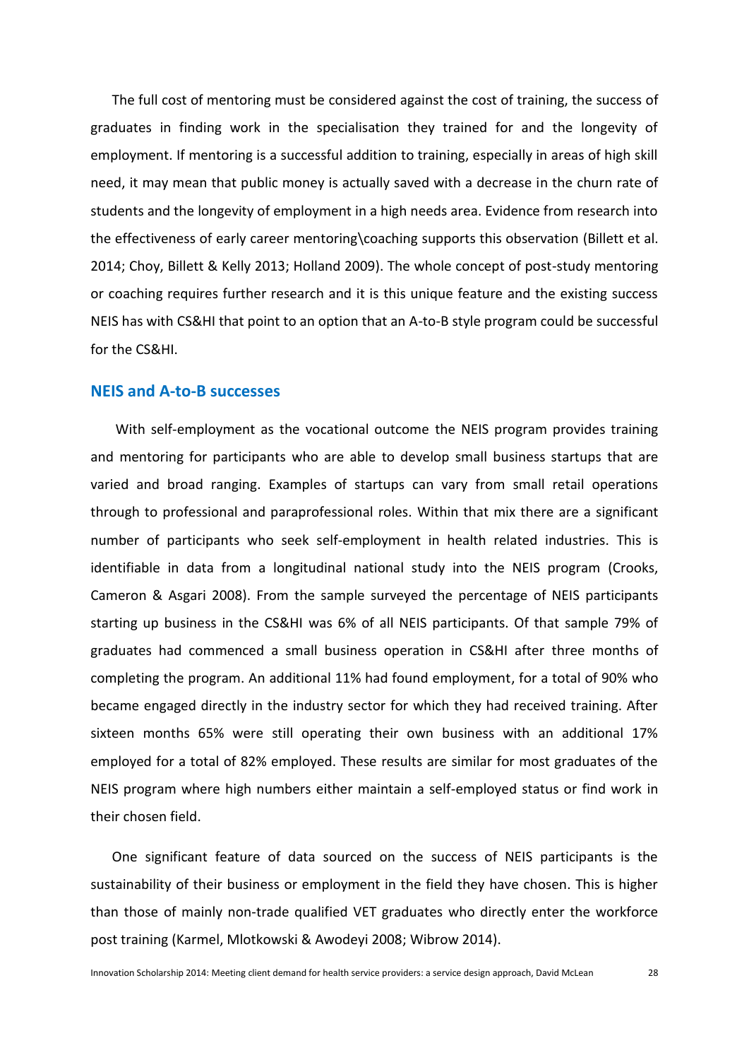The full cost of mentoring must be considered against the cost of training, the success of graduates in finding work in the specialisation they trained for and the longevity of employment. If mentoring is a successful addition to training, especially in areas of high skill need, it may mean that public money is actually saved with a decrease in the churn rate of students and the longevity of employment in a high needs area. Evidence from research into the effectiveness of early career mentoring\coaching supports this observation (Billett et al. 2014; Choy, Billett & Kelly 2013; Holland 2009). The whole concept of post-study mentoring or coaching requires further research and it is this unique feature and the existing success NEIS has with CS&HI that point to an option that an A-to-B style program could be successful for the CS&HI.

## NEIS and A-to-B successes

With self-employment as the vocational outcome the NEIS program provides training and mentoring for participants who are able to develop small business startups that are varied and broad ranging. Examples of startups can vary from small retail operations through to professional and paraprofessional roles. Within that mix there are a significant number of participants who seek self-employment in health related industries. This is identifiable in data from a longitudinal national study into the NEIS program (Crooks, Cameron & Asgari 2008). From the sample surveyed the percentage of NEIS participants starting up business in the CS&HI was 6% of all NEIS participants. Of that sample 79% of graduates had commenced a small business operation in CS&HI after three months of completing the program. An additional 11% had found employment, for a total of 90% who became engaged directly in the industry sector for which they had received training. After sixteen months 65% were still operating their own business with an additional 17% employed for a total of 82% employed. These results are similar for most graduates of the NEIS program where high numbers either maintain a self-employed status or find work in their chosen field.

One significant feature of data sourced on the success of NEIS participants is the sustainability of their business or employment in the field they have chosen. This is higher than those of mainly non-trade qualified VET graduates who directly enter the workforce post training (Karmel, Mlotkowski & Awodeyi 2008; Wibrow 2014).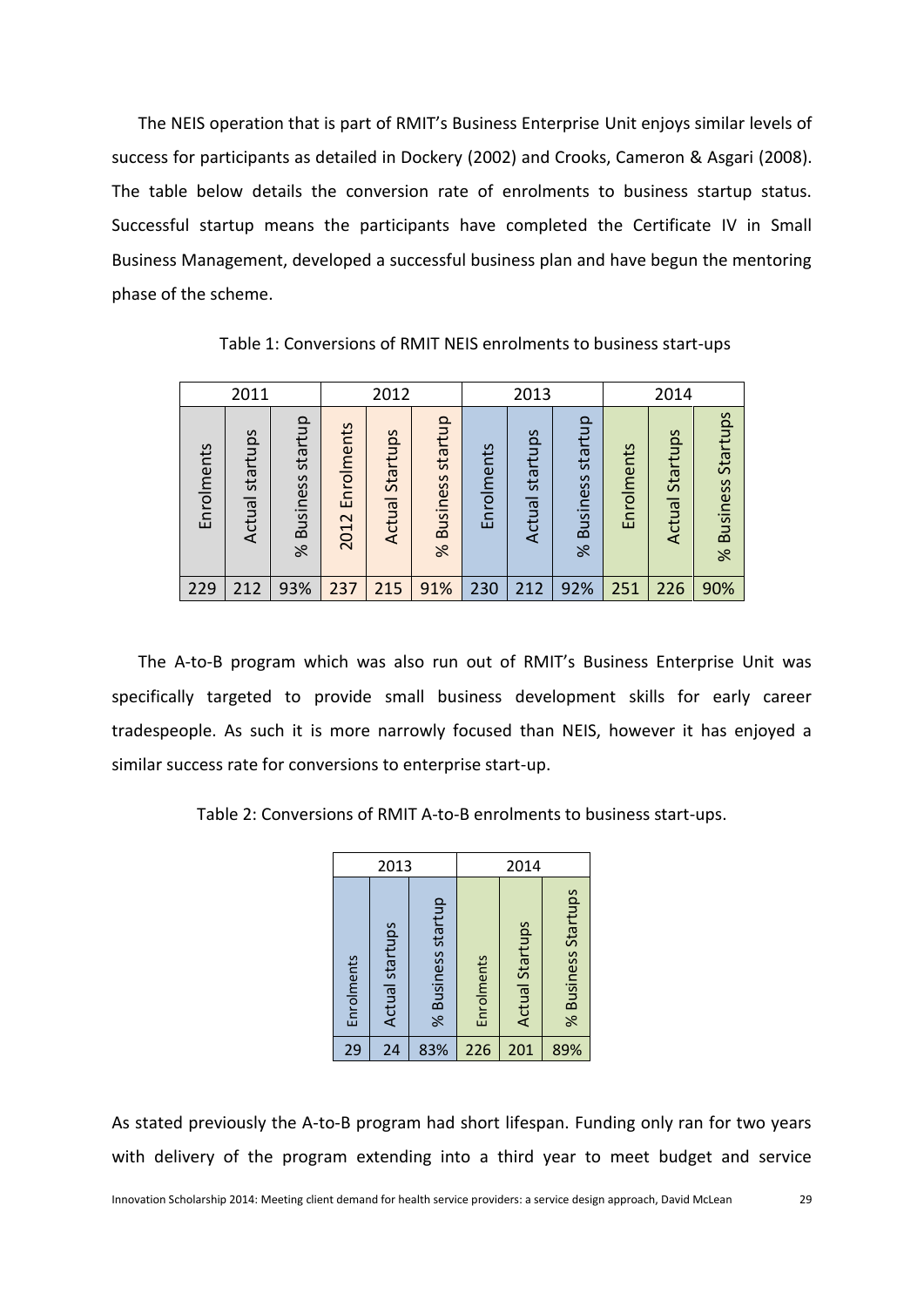The NEIS operation that is part of RMIT's Business Enterprise Unit enjoys similar levels of success for participants as detailed in Dockery (2002) and Crooks, Cameron & Asgari (2008). The table below details the conversion rate of enrolments to business startup status. Successful startup means the participants have completed the Certificate IV in Small Business Management, developed a successful business plan and have begun the mentoring phase of the scheme.

Table 1: Conversions of RMIT NEIS enrolments to business start-ups

| 2011 | | | 2012 | | | 2013 | | | 2014 | | |
|---|---|---|---|---|---|---|---|---|---|---|---|
| Enrolments | Actual startups | % Business startup | 2012 Enrolments | Actual Startups | % Business startup | Enrolments | Actual startups | % Business startup | Enrolments | Actual Startups | % Business Startups |
| 229 | 212 | 93% | 237 | 215 | 91% | 230 | 212 | 92% | 251 | 226 | 90% |

The A-to-B program which was also run out of RMIT's Business Enterprise Unit was specifically targeted to provide small business development skills for early career tradespeople. As such it is more narrowly focused than NEIS, however it has enjoyed a similar success rate for conversions to enterprise start-up.

Table 2: Conversions of RMIT A-to-B enrolments to business start-ups.

| 2013 | | | 2014 | | |
|---|---|---|---|---|---|
| Enrolments | Actual startups | % Business startup | Enrolments | Actual Startups | % Business Startups |
| 29 | 24 | 83% | 226 | 201 | 89% |

As stated previously the A-to-B program had short lifespan. Funding only ran for two years with delivery of the program extending into a third year to meet budget and service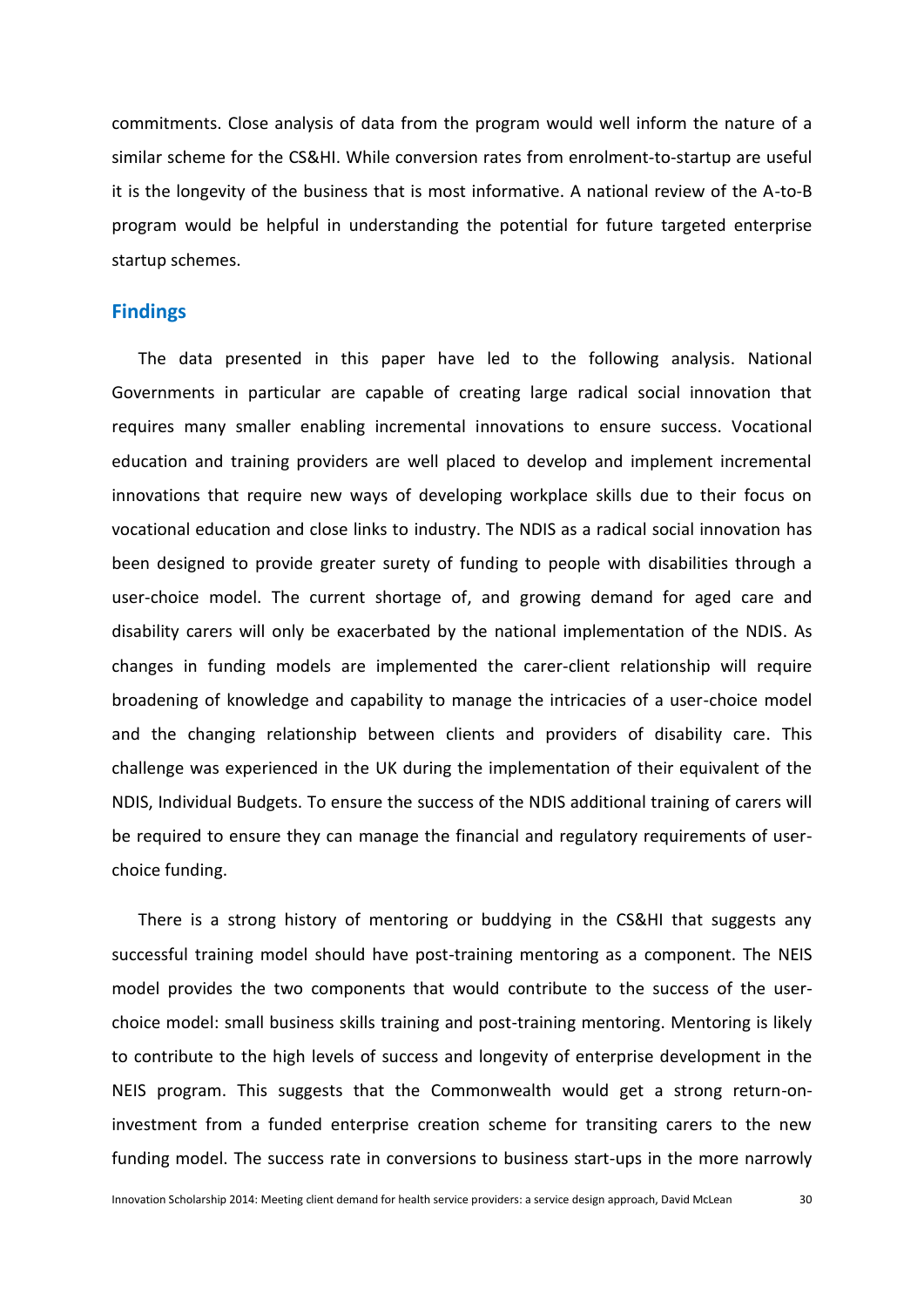commitments. Close analysis of data from the program would well inform the nature of a similar scheme for the CS&HI. While conversion rates from enrolment-to-startup are useful it is the longevity of the business that is most informative. A national review of the A-to-B program would be helpful in understanding the potential for future targeted enterprise startup schemes.

## Findings

The data presented in this paper have led to the following analysis. National Governments in particular are capable of creating large radical social innovation that requires many smaller enabling incremental innovations to ensure success. Vocational education and training providers are well placed to develop and implement incremental innovations that require new ways of developing workplace skills due to their focus on vocational education and close links to industry. The NDIS as a radical social innovation has been designed to provide greater surety of funding to people with disabilities through a user-choice model. The current shortage of, and growing demand for aged care and disability carers will only be exacerbated by the national implementation of the NDIS. As changes in funding models are implemented the carer-client relationship will require broadening of knowledge and capability to manage the intricacies of a user-choice model and the changing relationship between clients and providers of disability care. This challenge was experienced in the UK during the implementation of their equivalent of the NDIS, Individual Budgets. To ensure the success of the NDIS additional training of carers will be required to ensure they can manage the financial and regulatory requirements of user-choice funding.

There is a strong history of mentoring or buddying in the CS&HI that suggests any successful training model should have post-training mentoring as a component. The NEIS model provides the two components that would contribute to the success of the user-choice model: small business skills training and post-training mentoring. Mentoring is likely to contribute to the high levels of success and longevity of enterprise development in the NEIS program. This suggests that the Commonwealth would get a strong return-on-investment from a funded enterprise creation scheme for transiting carers to the new funding model. The success rate in conversions to business start-ups in the more narrowly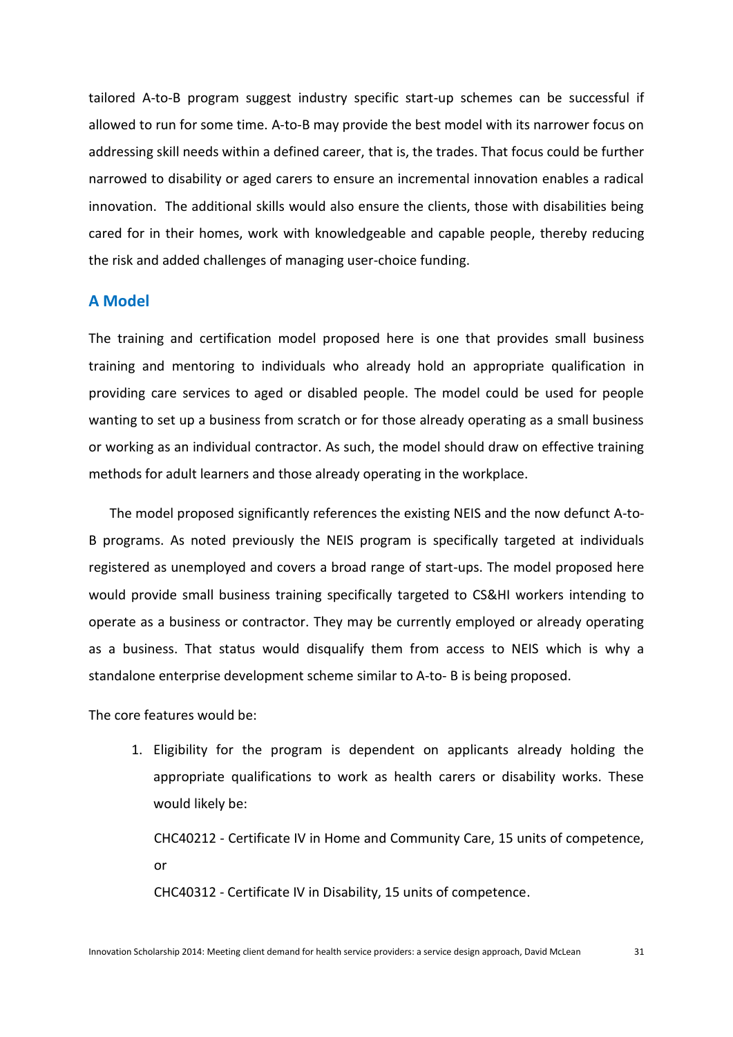tailored A-to-B program suggest industry specific start-up schemes can be successful if allowed to run for some time. A-to-B may provide the best model with its narrower focus on addressing skill needs within a defined career, that is, the trades. That focus could be further narrowed to disability or aged carers to ensure an incremental innovation enables a radical innovation. The additional skills would also ensure the clients, those with disabilities being cared for in their homes, work with knowledgeable and capable people, thereby reducing the risk and added challenges of managing user-choice funding.

## A Model

The training and certification model proposed here is one that provides small business training and mentoring to individuals who already hold an appropriate qualification in providing care services to aged or disabled people. The model could be used for people wanting to set up a business from scratch or for those already operating as a small business or working as an individual contractor. As such, the model should draw on effective training methods for adult learners and those already operating in the workplace.

The model proposed significantly references the existing NEIS and the now defunct A-to-B programs. As noted previously the NEIS program is specifically targeted at individuals registered as unemployed and covers a broad range of start-ups. The model proposed here would provide small business training specifically targeted to CS&HI workers intending to operate as a business or contractor. They may be currently employed or already operating as a business. That status would disqualify them from access to NEIS which is why a standalone enterprise development scheme similar to A-to- B is being proposed.

The core features would be:

1. Eligibility for the program is dependent on applicants already holding the appropriate qualifications to work as health carers or disability works. These would likely be:

   CHC40212 - Certificate IV in Home and Community Care, 15 units of competence, or

   CHC40312 - Certificate IV in Disability, 15 units of competence.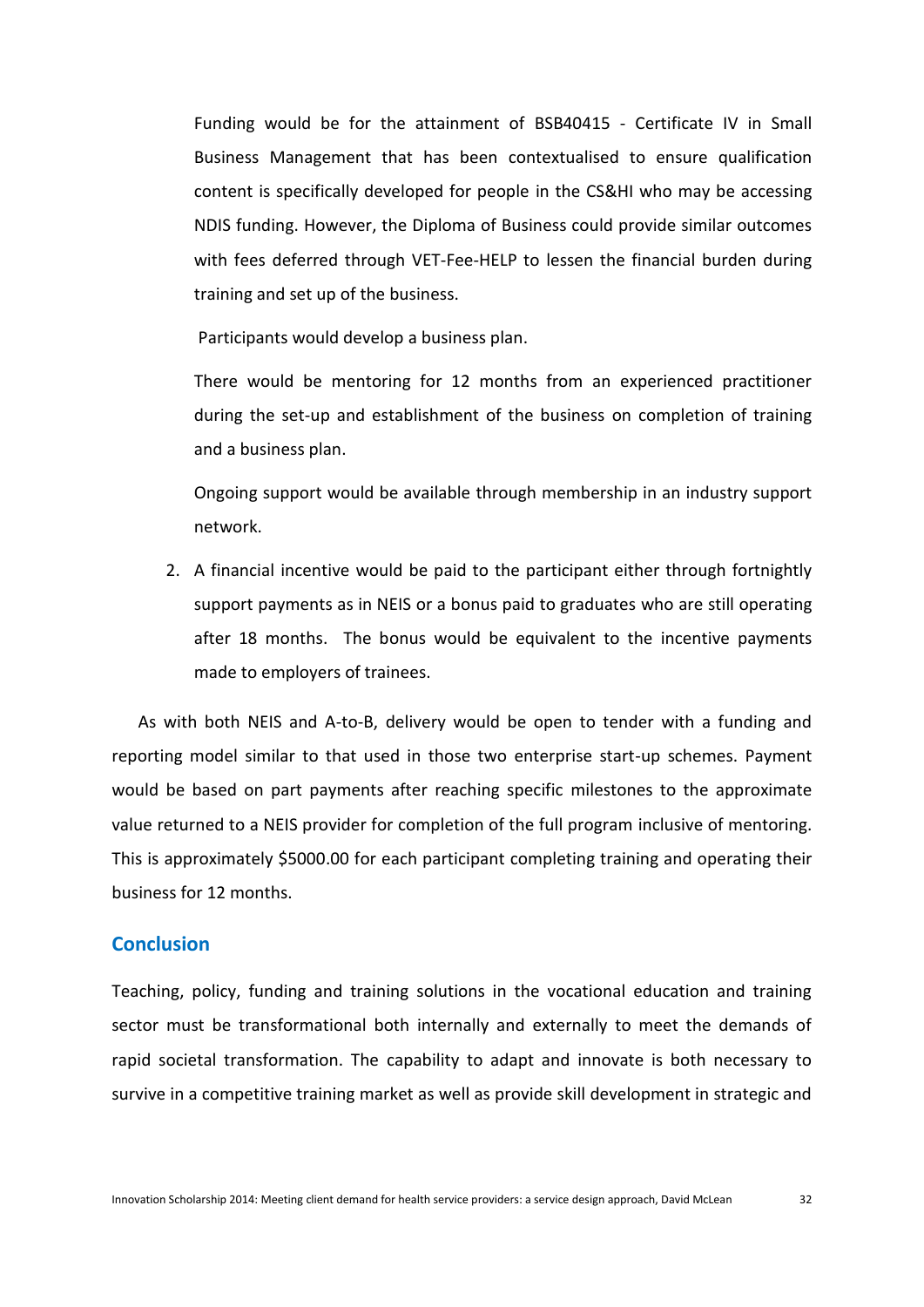Funding would be for the attainment of BSB40415 - Certificate IV in Small Business Management that has been contextualised to ensure qualification content is specifically developed for people in the CS&HI who may be accessing NDIS funding. However, the Diploma of Business could provide similar outcomes with fees deferred through VET-Fee-HELP to lessen the financial burden during training and set up of the business.

Participants would develop a business plan.

There would be mentoring for 12 months from an experienced practitioner during the set-up and establishment of the business on completion of training and a business plan.

Ongoing support would be available through membership in an industry support network.

2. A financial incentive would be paid to the participant either through fortnightly support payments as in NEIS or a bonus paid to graduates who are still operating after 18 months. The bonus would be equivalent to the incentive payments made to employers of trainees.

As with both NEIS and A-to-B, delivery would be open to tender with a funding and reporting model similar to that used in those two enterprise start-up schemes. Payment would be based on part payments after reaching specific milestones to the approximate value returned to a NEIS provider for completion of the full program inclusive of mentoring. This is approximately $5000.00 for each participant completing training and operating their business for 12 months.

## Conclusion

Teaching, policy, funding and training solutions in the vocational education and training sector must be transformational both internally and externally to meet the demands of rapid societal transformation. The capability to adapt and innovate is both necessary to survive in a competitive training market as well as provide skill development in strategic and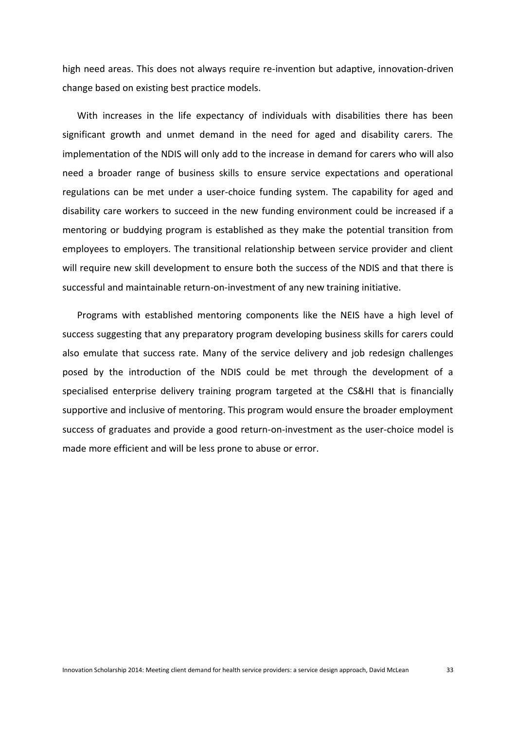high need areas. This does not always require re-invention but adaptive, innovation-driven change based on existing best practice models.

With increases in the life expectancy of individuals with disabilities there has been significant growth and unmet demand in the need for aged and disability carers. The implementation of the NDIS will only add to the increase in demand for carers who will also need a broader range of business skills to ensure service expectations and operational regulations can be met under a user-choice funding system. The capability for aged and disability care workers to succeed in the new funding environment could be increased if a mentoring or buddying program is established as they make the potential transition from employees to employers. The transitional relationship between service provider and client will require new skill development to ensure both the success of the NDIS and that there is successful and maintainable return-on-investment of any new training initiative.

Programs with established mentoring components like the NEIS have a high level of success suggesting that any preparatory program developing business skills for carers could also emulate that success rate. Many of the service delivery and job redesign challenges posed by the introduction of the NDIS could be met through the development of a specialised enterprise delivery training program targeted at the CS&HI that is financially supportive and inclusive of mentoring. This program would ensure the broader employment success of graduates and provide a good return-on-investment as the user-choice model is made more efficient and will be less prone to abuse or error.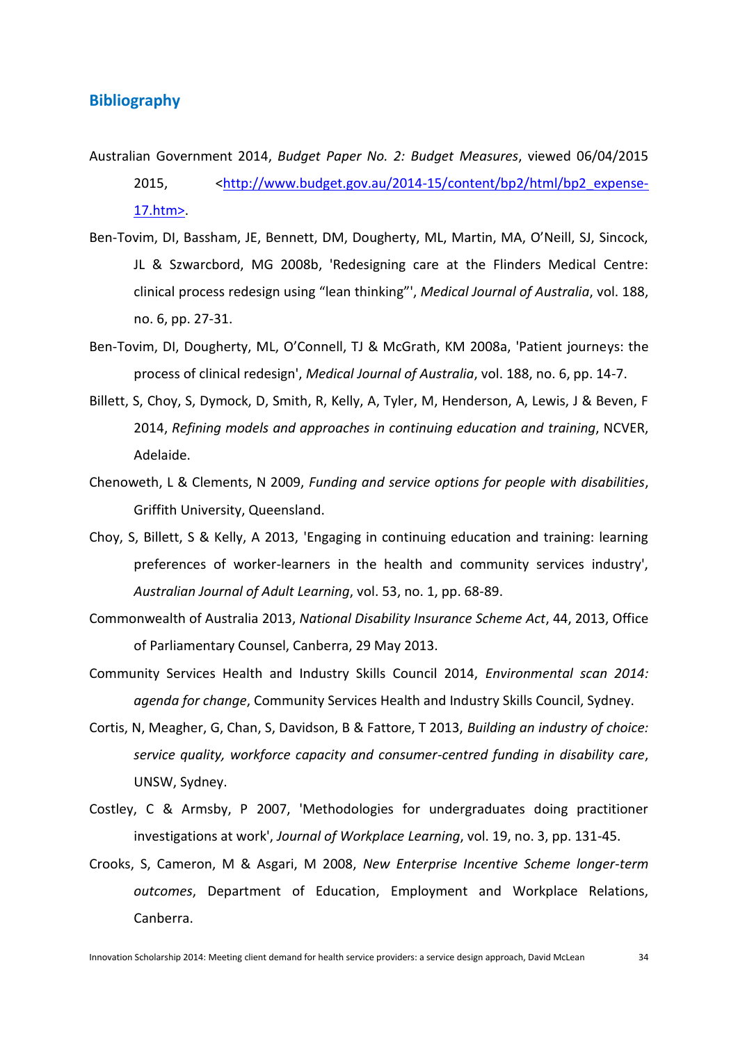## Bibliography

Australian Government 2014, *Budget Paper No. 2: Budget Measures*, viewed 06/04/2015 2015, <http://www.budget.gov.au/2014-15/content/bp2/html/bp2_expense-17.htm>.

Ben-Tovim, DI, Bassham, JE, Bennett, DM, Dougherty, ML, Martin, MA, O'Neill, SJ, Sincock, JL & Szwarcbord, MG 2008b, 'Redesigning care at the Flinders Medical Centre: clinical process redesign using "lean thinking"', *Medical Journal of Australia*, vol. 188, no. 6, pp. 27-31.

Ben-Tovim, DI, Dougherty, ML, O'Connell, TJ & McGrath, KM 2008a, 'Patient journeys: the process of clinical redesign', *Medical Journal of Australia*, vol. 188, no. 6, pp. 14-7.

Billett, S, Choy, S, Dymock, D, Smith, R, Kelly, A, Tyler, M, Henderson, A, Lewis, J & Beven, F 2014, *Refining models and approaches in continuing education and training*, NCVER, Adelaide.

Chenoweth, L & Clements, N 2009, *Funding and service options for people with disabilities*, Griffith University, Queensland.

Choy, S, Billett, S & Kelly, A 2013, 'Engaging in continuing education and training: learning preferences of worker-learners in the health and community services industry', *Australian Journal of Adult Learning*, vol. 53, no. 1, pp. 68-89.

Commonwealth of Australia 2013, *National Disability Insurance Scheme Act*, 44, 2013, Office of Parliamentary Counsel, Canberra, 29 May 2013.

Community Services Health and Industry Skills Council 2014, *Environmental scan 2014: agenda for change*, Community Services Health and Industry Skills Council, Sydney.

Cortis, N, Meagher, G, Chan, S, Davidson, B & Fattore, T 2013, *Building an industry of choice: service quality, workforce capacity and consumer-centred funding in disability care*, UNSW, Sydney.

Costley, C & Armsby, P 2007, 'Methodologies for undergraduates doing practitioner investigations at work', *Journal of Workplace Learning*, vol. 19, no. 3, pp. 131-45.

Crooks, S, Cameron, M & Asgari, M 2008, *New Enterprise Incentive Scheme longer-term outcomes*, Department of Education, Employment and Workplace Relations, Canberra.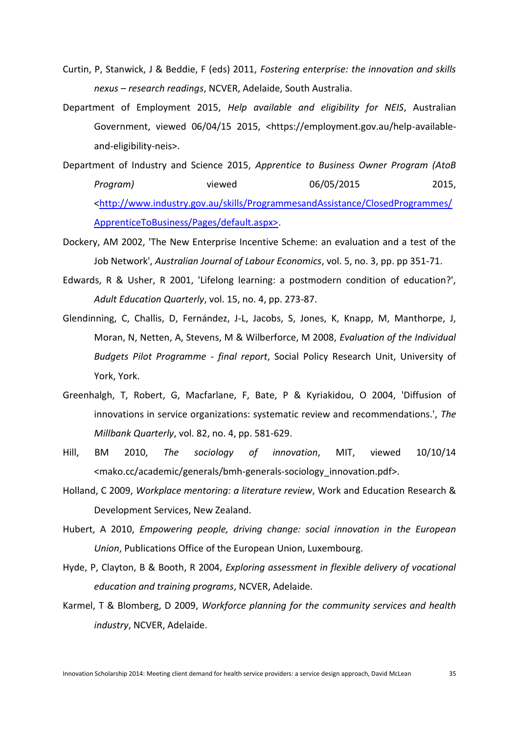Curtin, P, Stanwick, J & Beddie, F (eds) 2011, *Fostering enterprise: the innovation and skills nexus – research readings*, NCVER, Adelaide, South Australia.

Department of Employment 2015, *Help available and eligibility for NEIS*, Australian Government, viewed 06/04/15 2015, <https://employment.gov.au/help-available-and-eligibility-neis>.

Department of Industry and Science 2015, *Apprentice to Business Owner Program (AtoB Program)* viewed 06/05/2015 2015, <http://www.industry.gov.au/skills/ProgrammesandAssistance/ClosedProgrammes/ApprenticeToBusiness/Pages/default.aspx>.

Dockery, AM 2002, 'The New Enterprise Incentive Scheme: an evaluation and a test of the Job Network', *Australian Journal of Labour Economics*, vol. 5, no. 3, pp. pp 351-71.

Edwards, R & Usher, R 2001, 'Lifelong learning: a postmodern condition of education?', *Adult Education Quarterly*, vol. 15, no. 4, pp. 273-87.

Glendinning, C, Challis, D, Fernández, J-L, Jacobs, S, Jones, K, Knapp, M, Manthorpe, J, Moran, N, Netten, A, Stevens, M & Wilberforce, M 2008, *Evaluation of the Individual Budgets Pilot Programme - final report*, Social Policy Research Unit, University of York, York.

Greenhalgh, T, Robert, G, Macfarlane, F, Bate, P & Kyriakidou, O 2004, 'Diffusion of innovations in service organizations: systematic review and recommendations.', *The Millbank Quarterly*, vol. 82, no. 4, pp. 581-629.

Hill, BM 2010, *The sociology of innovation*, MIT, viewed 10/10/14 <mako.cc/academic/generals/bmh-generals-sociology_innovation.pdf>.

Holland, C 2009, *Workplace mentoring: a literature review*, Work and Education Research & Development Services, New Zealand.

Hubert, A 2010, *Empowering people, driving change: social innovation in the European Union*, Publications Office of the European Union, Luxembourg.

Hyde, P, Clayton, B & Booth, R 2004, *Exploring assessment in flexible delivery of vocational education and training programs*, NCVER, Adelaide.

Karmel, T & Blomberg, D 2009, *Workforce planning for the community services and health industry*, NCVER, Adelaide.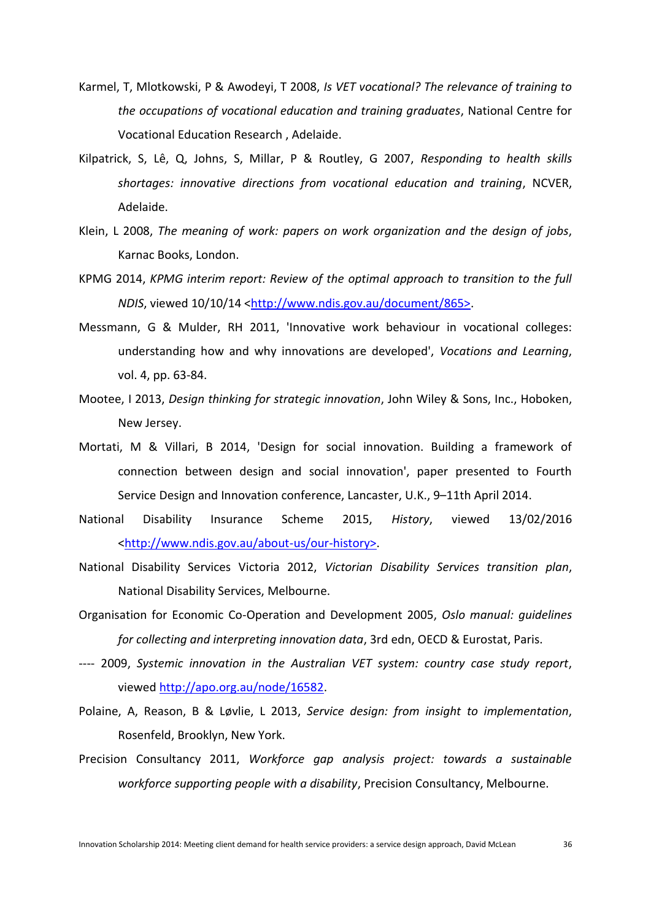Karmel, T, Mlotkowski, P & Awodeyi, T 2008, *Is VET vocational? The relevance of training to the occupations of vocational education and training graduates*, National Centre for Vocational Education Research , Adelaide.

Kilpatrick, S, Lê, Q, Johns, S, Millar, P & Routley, G 2007, *Responding to health skills shortages: innovative directions from vocational education and training*, NCVER, Adelaide.

Klein, L 2008, *The meaning of work: papers on work organization and the design of jobs*, Karnac Books, London.

KPMG 2014, *KPMG interim report: Review of the optimal approach to transition to the full NDIS*, viewed 10/10/14 <http://www.ndis.gov.au/document/865>.

Messmann, G & Mulder, RH 2011, 'Innovative work behaviour in vocational colleges: understanding how and why innovations are developed', *Vocations and Learning*, vol. 4, pp. 63-84.

Mootee, I 2013, *Design thinking for strategic innovation*, John Wiley & Sons, Inc., Hoboken, New Jersey.

Mortati, M & Villari, B 2014, 'Design for social innovation. Building a framework of connection between design and social innovation', paper presented to Fourth Service Design and Innovation conference, Lancaster, U.K., 9–11th April 2014.

National Disability Insurance Scheme 2015, *History*, viewed 13/02/2016 <http://www.ndis.gov.au/about-us/our-history>.

National Disability Services Victoria 2012, *Victorian Disability Services transition plan*, National Disability Services, Melbourne.

Organisation for Economic Co-Operation and Development 2005, *Oslo manual: guidelines for collecting and interpreting innovation data*, 3rd edn, OECD & Eurostat, Paris.

---- 2009, *Systemic innovation in the Australian VET system: country case study report*, viewed http://apo.org.au/node/16582.

Polaine, A, Reason, B & Løvlie, L 2013, *Service design: from insight to implementation*, Rosenfeld, Brooklyn, New York.

Precision Consultancy 2011, *Workforce gap analysis project: towards a sustainable workforce supporting people with a disability*, Precision Consultancy, Melbourne.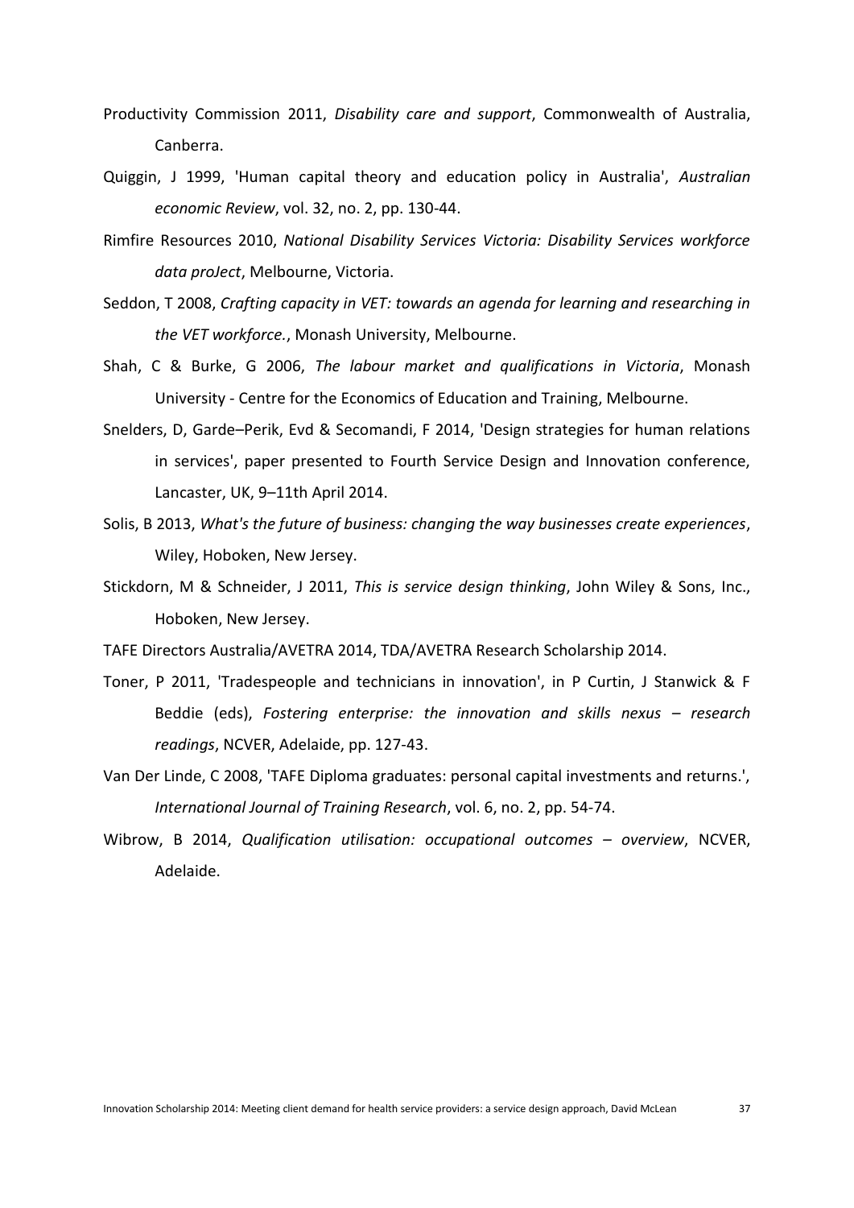Productivity Commission 2011, *Disability care and support*, Commonwealth of Australia, Canberra.

Quiggin, J 1999, 'Human capital theory and education policy in Australia', *Australian economic Review*, vol. 32, no. 2, pp. 130-44.

Rimfire Resources 2010, *National Disability Services Victoria: Disability Services workforce data proJect*, Melbourne, Victoria.

Seddon, T 2008, *Crafting capacity in VET: towards an agenda for learning and researching in the VET workforce.*, Monash University, Melbourne.

Shah, C & Burke, G 2006, *The labour market and qualifications in Victoria*, Monash University - Centre for the Economics of Education and Training, Melbourne.

Snelders, D, Garde–Perik, Evd & Secomandi, F 2014, 'Design strategies for human relations in services', paper presented to Fourth Service Design and Innovation conference, Lancaster, UK, 9–11th April 2014.

Solis, B 2013, *What's the future of business: changing the way businesses create experiences*, Wiley, Hoboken, New Jersey.

Stickdorn, M & Schneider, J 2011, *This is service design thinking*, John Wiley & Sons, Inc., Hoboken, New Jersey.

TAFE Directors Australia/AVETRA 2014, TDA/AVETRA Research Scholarship 2014.

Toner, P 2011, 'Tradespeople and technicians in innovation', in P Curtin, J Stanwick & F Beddie (eds), *Fostering enterprise: the innovation and skills nexus – research readings*, NCVER, Adelaide, pp. 127-43.

Van Der Linde, C 2008, 'TAFE Diploma graduates: personal capital investments and returns.', *International Journal of Training Research*, vol. 6, no. 2, pp. 54-74.

Wibrow, B 2014, *Qualification utilisation: occupational outcomes – overview*, NCVER, Adelaide.